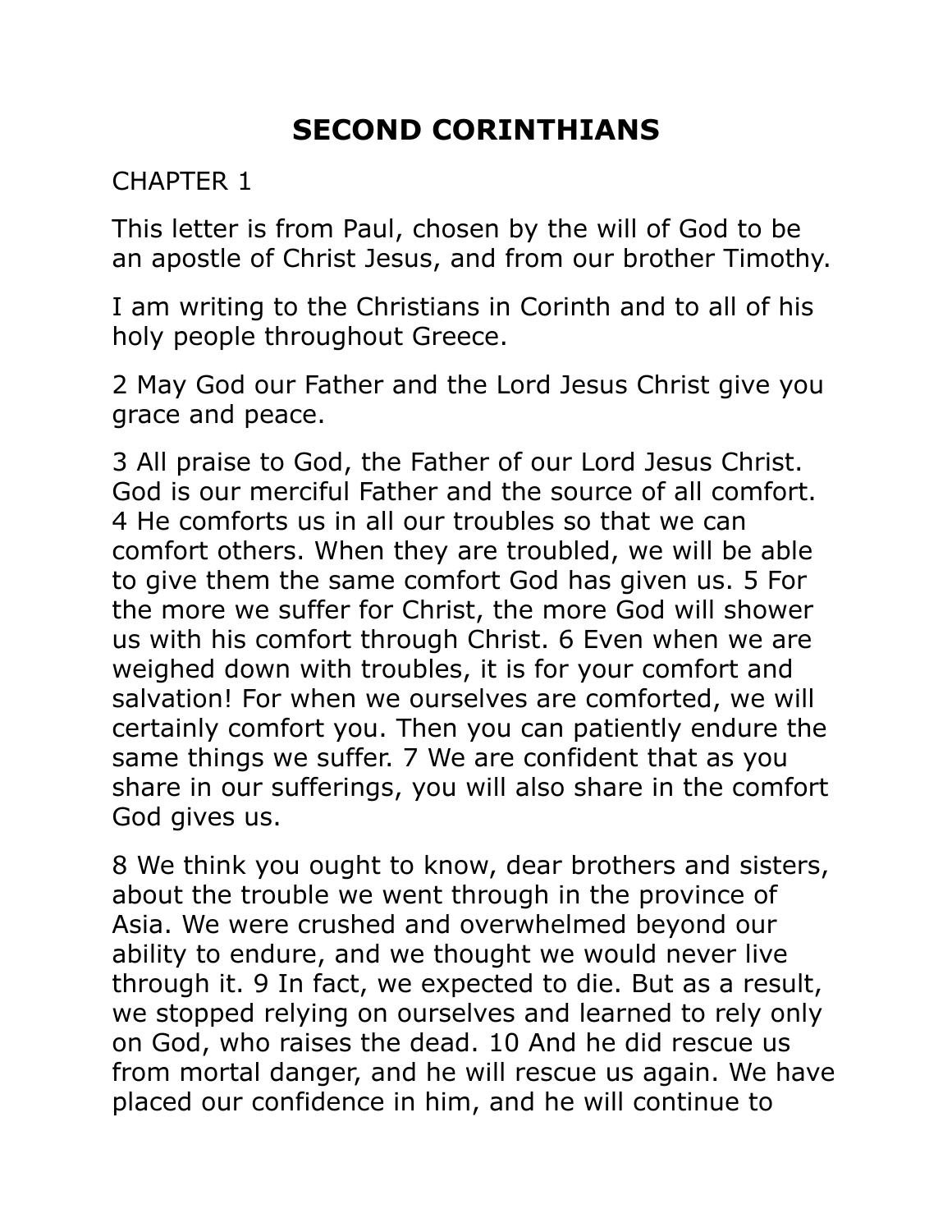# SECOND CORINTHIANS

CHAPTER 1

This letter is from Paul, chosen by the will of God to be an apostle of Christ Jesus, and from our brother Timothy.

I am writing to the Christians in Corinth and to all of his holy people throughout Greece.

2 May God our Father and the Lord Jesus Christ give you grace and peace.

3 All praise to God, the Father of our Lord Jesus Christ. God is our merciful Father and the source of all comfort. 4 He comforts us in all our troubles so that we can comfort others. When they are troubled, we will be able to give them the same comfort God has given us. 5 For the more we suffer for Christ, the more God will shower us with his comfort through Christ. 6 Even when we are weighed down with troubles, it is for your comfort and salvation! For when we ourselves are comforted, we will certainly comfort you. Then you can patiently endure the same things we suffer. 7 We are confident that as you share in our sufferings, you will also share in the comfort God gives us.

8 We think you ought to know, dear brothers and sisters, about the trouble we went through in the province of Asia. We were crushed and overwhelmed beyond our ability to endure, and we thought we would never live through it. 9 In fact, we expected to die. But as a result, we stopped relying on ourselves and learned to rely only on God, who raises the dead. 10 And he did rescue us from mortal danger, and he will rescue us again. We have placed our confidence in him, and he will continue to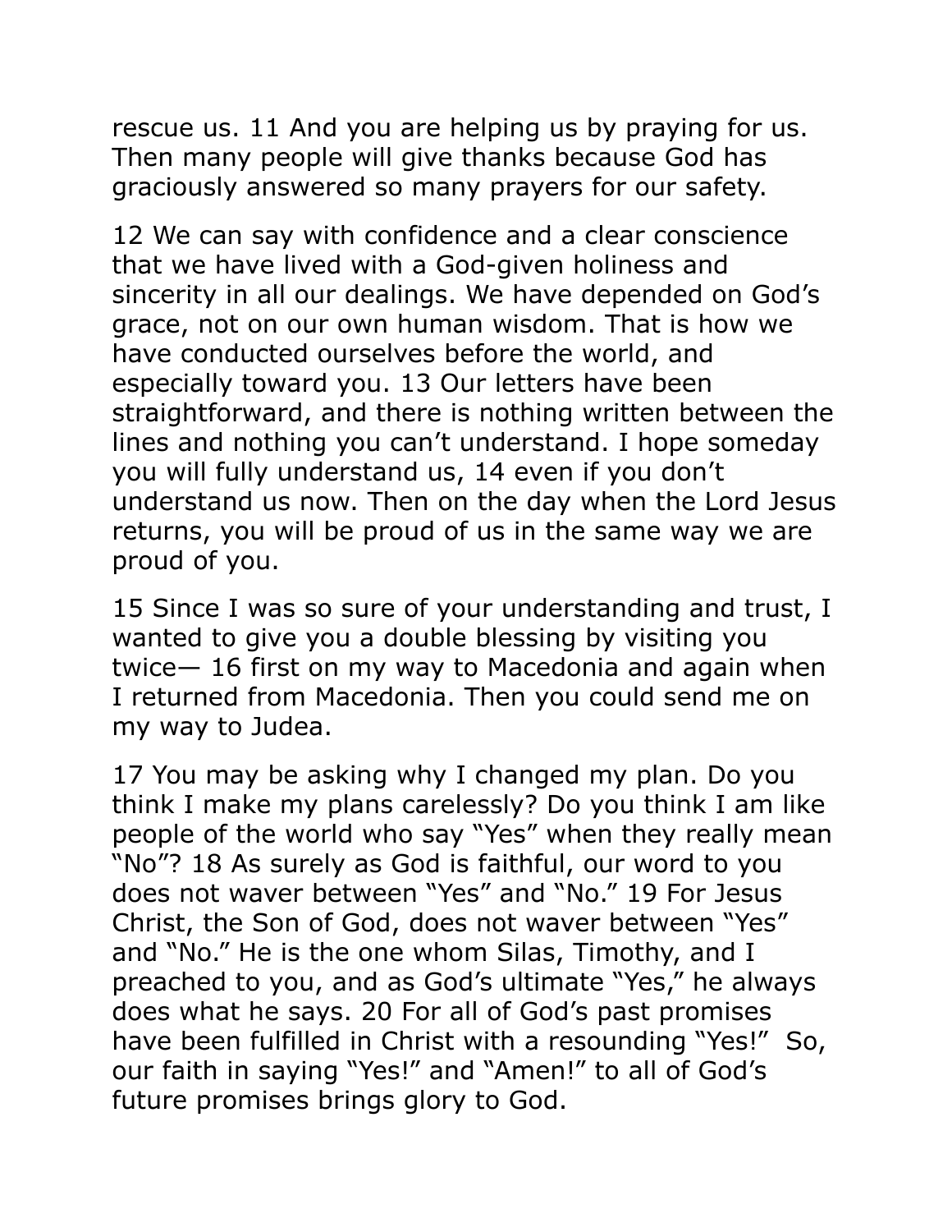rescue us. 11 And you are helping us by praying for us. Then many people will give thanks because God has graciously answered so many prayers for our safety.

12 We can say with confidence and a clear conscience that we have lived with a God-given holiness and sincerity in all our dealings. We have depended on God's grace, not on our own human wisdom. That is how we have conducted ourselves before the world, and especially toward you. 13 Our letters have been straightforward, and there is nothing written between the lines and nothing you can't understand. I hope someday you will fully understand us, 14 even if you don't understand us now. Then on the day when the Lord Jesus returns, you will be proud of us in the same way we are proud of you.

15 Since I was so sure of your understanding and trust, I wanted to give you a double blessing by visiting you twice— 16 first on my way to Macedonia and again when I returned from Macedonia. Then you could send me on my way to Judea.

17 You may be asking why I changed my plan. Do you think I make my plans carelessly? Do you think I am like people of the world who say "Yes" when they really mean "No"? 18 As surely as God is faithful, our word to you does not waver between "Yes" and "No." 19 For Jesus Christ, the Son of God, does not waver between "Yes" and "No." He is the one whom Silas, Timothy, and I preached to you, and as God's ultimate "Yes," he always does what he says. 20 For all of God's past promises have been fulfilled in Christ with a resounding "Yes!" So, our faith in saying "Yes!" and "Amen!" to all of God's future promises brings glory to God.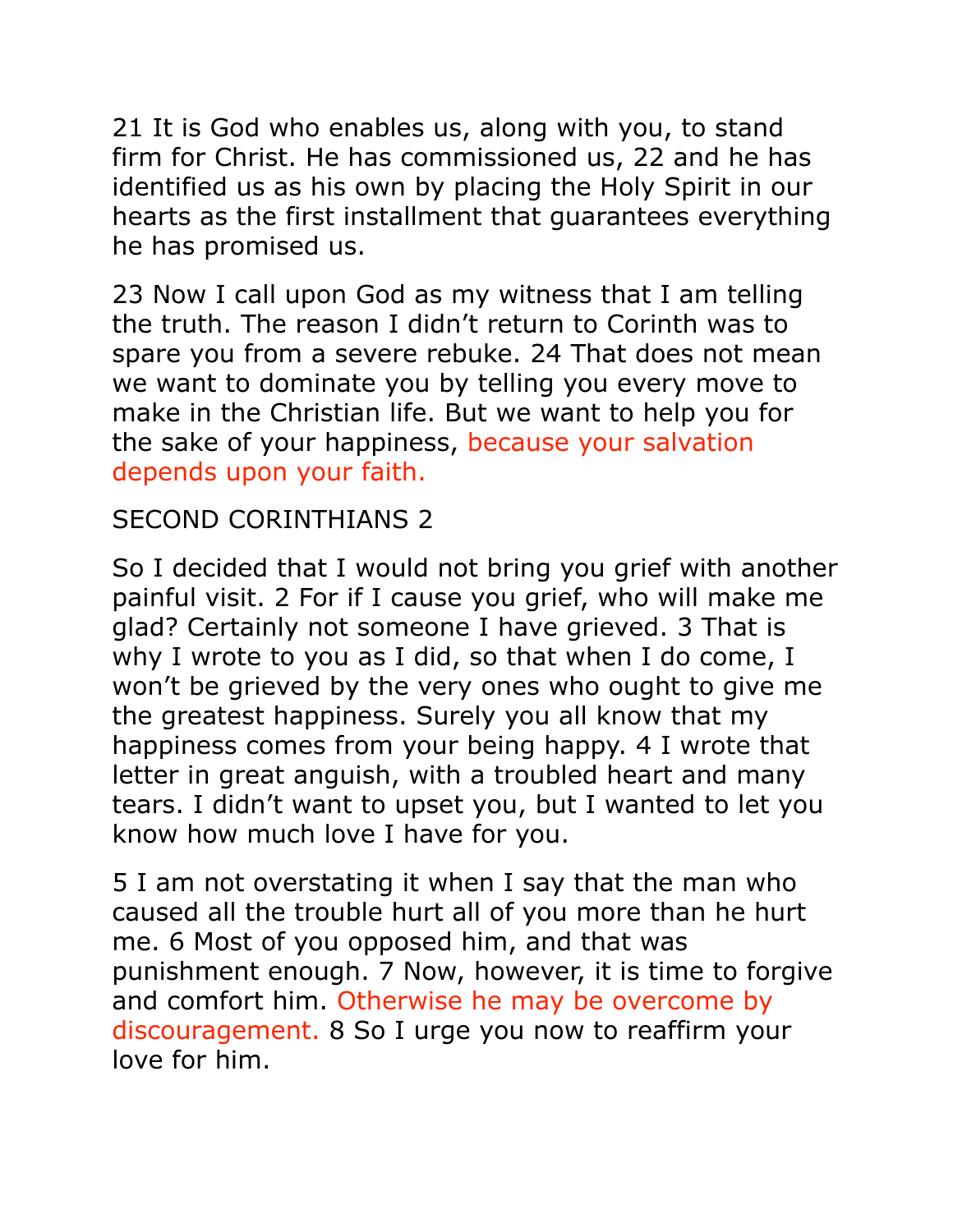21 It is God who enables us, along with you, to stand firm for Christ. He has commissioned us, 22 and he has identified us as his own by placing the Holy Spirit in our hearts as the first installment that guarantees everything he has promised us.

23 Now I call upon God as my witness that I am telling the truth. The reason I didn't return to Corinth was to spare you from a severe rebuke. 24 That does not mean we want to dominate you by telling you every move to make in the Christian life. But we want to help you for the sake of your happiness, because your salvation depends upon your faith.

## SECOND CORINTHIANS 2

So I decided that I would not bring you grief with another painful visit. 2 For if I cause you grief, who will make me glad? Certainly not someone I have grieved. 3 That is why I wrote to you as I did, so that when I do come, I won't be grieved by the very ones who ought to give me the greatest happiness. Surely you all know that my happiness comes from your being happy. 4 I wrote that letter in great anguish, with a troubled heart and many tears. I didn't want to upset you, but I wanted to let you know how much love I have for you.

5 I am not overstating it when I say that the man who caused all the trouble hurt all of you more than he hurt me. 6 Most of you opposed him, and that was punishment enough. 7 Now, however, it is time to forgive and comfort him. Otherwise he may be overcome by discouragement. 8 So I urge you now to reaffirm your love for him.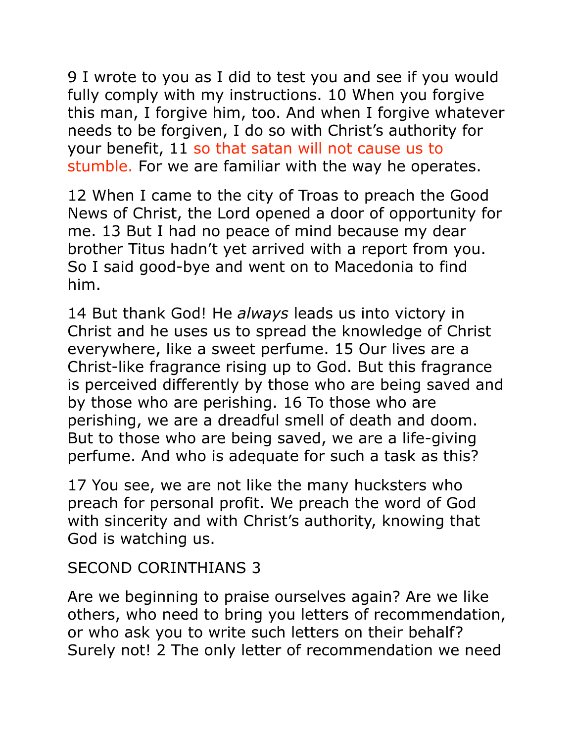9 I wrote to you as I did to test you and see if you would fully comply with my instructions. 10 When you forgive this man, I forgive him, too. And when I forgive whatever needs to be forgiven, I do so with Christ's authority for your benefit, 11 so that satan will not cause us to stumble. For we are familiar with the way he operates.

12 When I came to the city of Troas to preach the Good News of Christ, the Lord opened a door of opportunity for me. 13 But I had no peace of mind because my dear brother Titus hadn't yet arrived with a report from you. So I said good-bye and went on to Macedonia to find him.

14 But thank God! He *always* leads us into victory in Christ and he uses us to spread the knowledge of Christ everywhere, like a sweet perfume. 15 Our lives are a Christ-like fragrance rising up to God. But this fragrance is perceived differently by those who are being saved and by those who are perishing. 16 To those who are perishing, we are a dreadful smell of death and doom. But to those who are being saved, we are a life-giving perfume. And who is adequate for such a task as this?

17 You see, we are not like the many hucksters who preach for personal profit. We preach the word of God with sincerity and with Christ's authority, knowing that God is watching us.

## SECOND CORINTHIANS 3

Are we beginning to praise ourselves again? Are we like others, who need to bring you letters of recommendation, or who ask you to write such letters on their behalf? Surely not! 2 The only letter of recommendation we need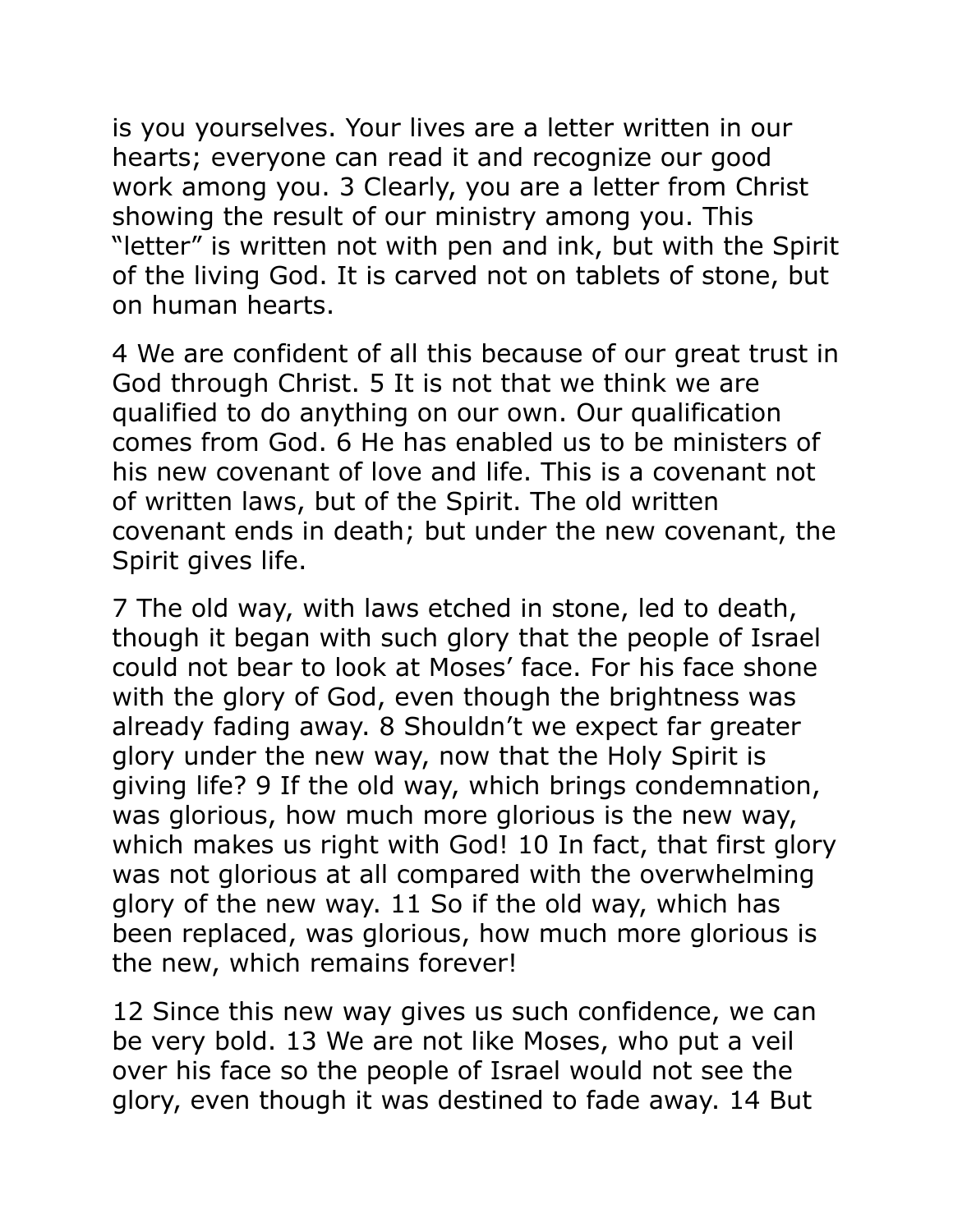is you yourselves. Your lives are a letter written in our hearts; everyone can read it and recognize our good work among you. 3 Clearly, you are a letter from Christ showing the result of our ministry among you. This “letter” is written not with pen and ink, but with the Spirit of the living God. It is carved not on tablets of stone, but on human hearts.

4 We are confident of all this because of our great trust in God through Christ. 5 It is not that we think we are qualified to do anything on our own. Our qualification comes from God. 6 He has enabled us to be ministers of his new covenant of love and life. This is a covenant not of written laws, but of the Spirit. The old written covenant ends in death; but under the new covenant, the Spirit gives life.

7 The old way, with laws etched in stone, led to death, though it began with such glory that the people of Israel could not bear to look at Moses’ face. For his face shone with the glory of God, even though the brightness was already fading away. 8 Shouldn’t we expect far greater glory under the new way, now that the Holy Spirit is giving life? 9 If the old way, which brings condemnation, was glorious, how much more glorious is the new way, which makes us right with God! 10 In fact, that first glory was not glorious at all compared with the overwhelming glory of the new way. 11 So if the old way, which has been replaced, was glorious, how much more glorious is the new, which remains forever!

12 Since this new way gives us such confidence, we can be very bold. 13 We are not like Moses, who put a veil over his face so the people of Israel would not see the glory, even though it was destined to fade away. 14 But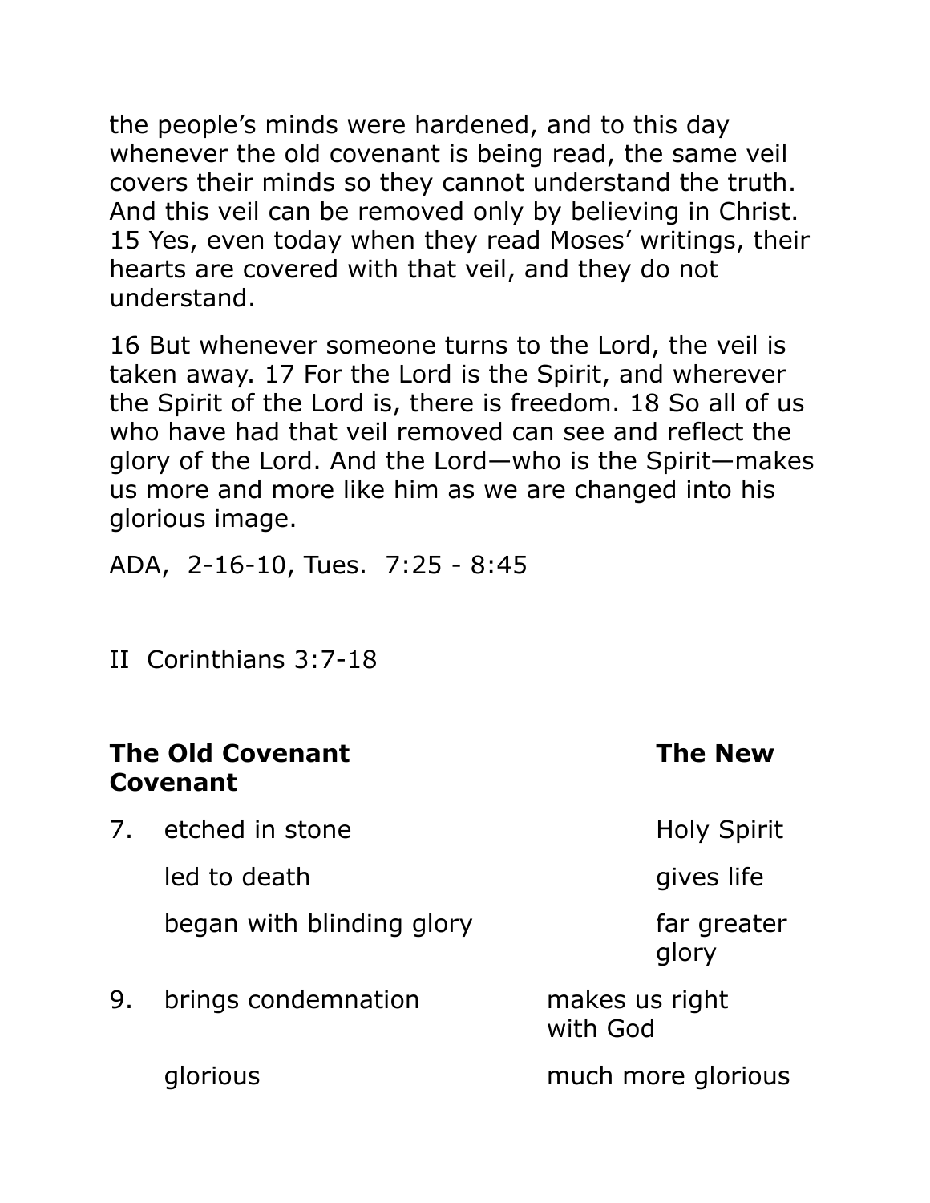the people's minds were hardened, and to this day whenever the old covenant is being read, the same veil covers their minds so they cannot understand the truth. And this veil can be removed only by believing in Christ. 15 Yes, even today when they read Moses' writings, their hearts are covered with that veil, and they do not understand.

16 But whenever someone turns to the Lord, the veil is taken away. 17 For the Lord is the Spirit, and wherever the Spirit of the Lord is, there is freedom. 18 So all of us who have had that veil removed can see and reflect the glory of the Lord. And the Lord—who is the Spirit—makes us more and more like him as we are changed into his glorious image.

ADA, 2-16-10, Tues. 7:25 - 8:45

II Corinthians 3:7-18

| | **The Old Covenant** | **The New Covenant** |
|---|---|---|
| 7. | etched in stone | Holy Spirit |
| | led to death | gives life |
| | began with blinding glory | far greater glory |
| 9. | brings condemnation | makes us right with God |
| | glorious | much more glorious |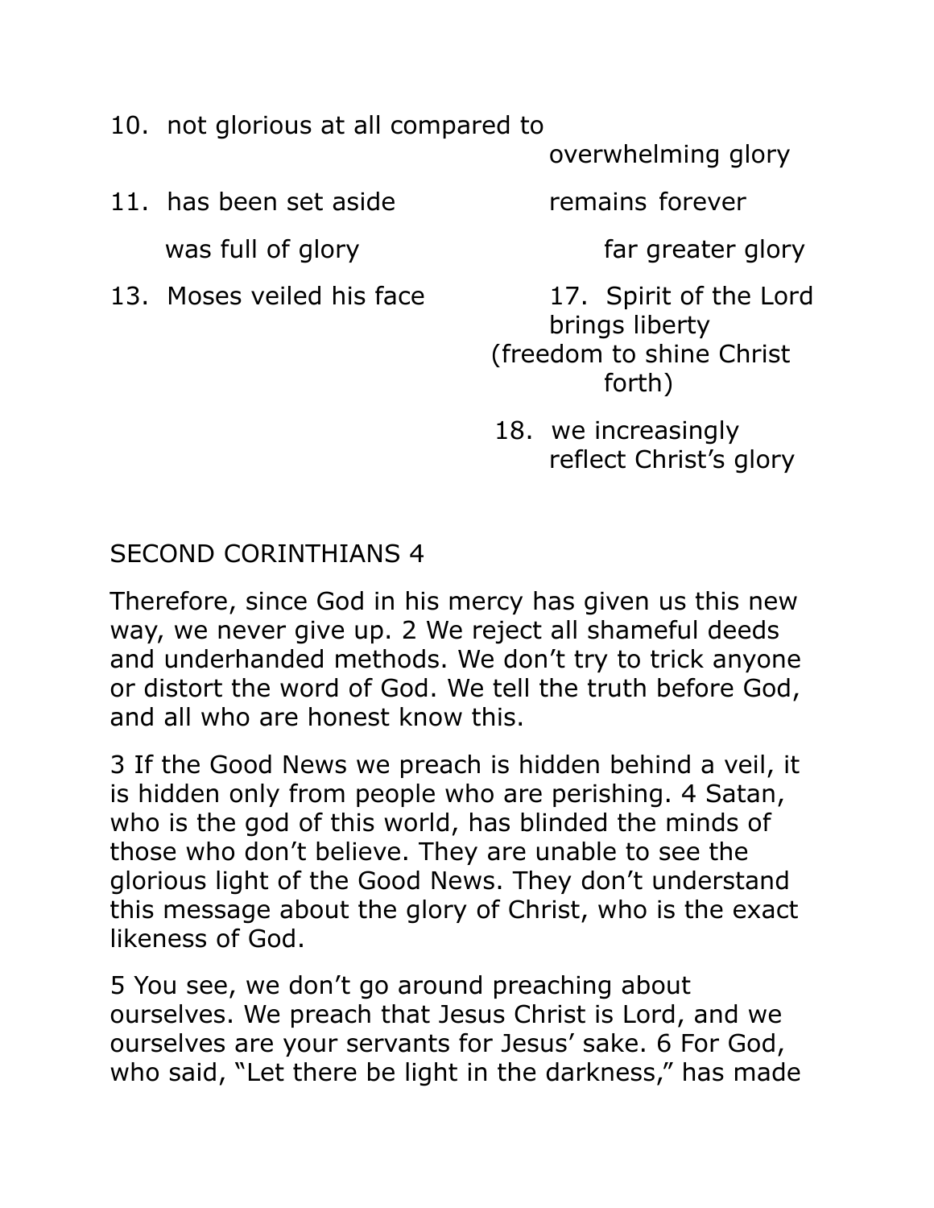10. not glorious at all compared to
    overwhelming glory

11. has been set aside — remains forever

    was full of glory — far greater glory

13. Moses veiled his face — 17. Spirit of the Lord brings liberty (freedom to shine Christ forth)

18. we increasingly reflect Christ's glory

SECOND CORINTHIANS 4

Therefore, since God in his mercy has given us this new way, we never give up. 2 We reject all shameful deeds and underhanded methods. We don't try to trick anyone or distort the word of God. We tell the truth before God, and all who are honest know this.

3 If the Good News we preach is hidden behind a veil, it is hidden only from people who are perishing. 4 Satan, who is the god of this world, has blinded the minds of those who don't believe. They are unable to see the glorious light of the Good News. They don't understand this message about the glory of Christ, who is the exact likeness of God.

5 You see, we don't go around preaching about ourselves. We preach that Jesus Christ is Lord, and we ourselves are your servants for Jesus' sake. 6 For God, who said, "Let there be light in the darkness," has made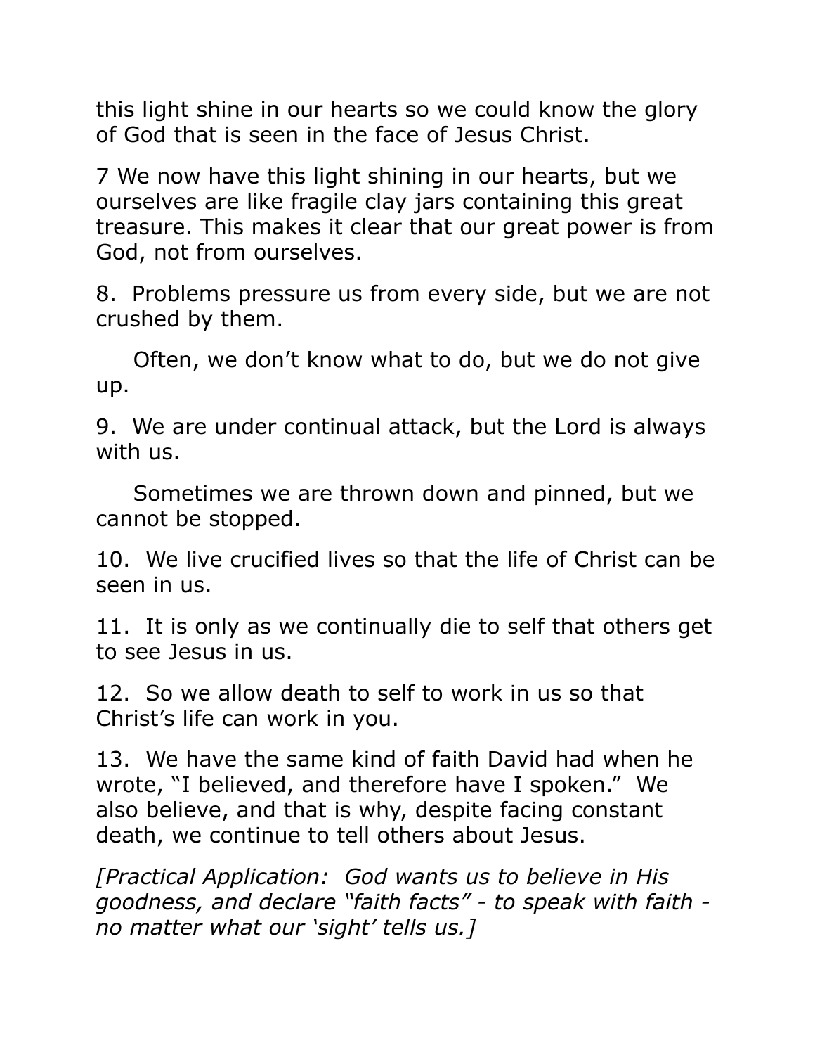this light shine in our hearts so we could know the glory of God that is seen in the face of Jesus Christ.

7 We now have this light shining in our hearts, but we ourselves are like fragile clay jars containing this great treasure. This makes it clear that our great power is from God, not from ourselves.

8. Problems pressure us from every side, but we are not crushed by them.

Often, we don't know what to do, but we do not give up.

9. We are under continual attack, but the Lord is always with us.

Sometimes we are thrown down and pinned, but we cannot be stopped.

10. We live crucified lives so that the life of Christ can be seen in us.

11. It is only as we continually die to self that others get to see Jesus in us.

12. So we allow death to self to work in us so that Christ's life can work in you.

13. We have the same kind of faith David had when he wrote, "I believed, and therefore have I spoken." We also believe, and that is why, despite facing constant death, we continue to tell others about Jesus.

*[Practical Application: God wants us to believe in His goodness, and declare "faith facts" - to speak with faith - no matter what our 'sight' tells us.]*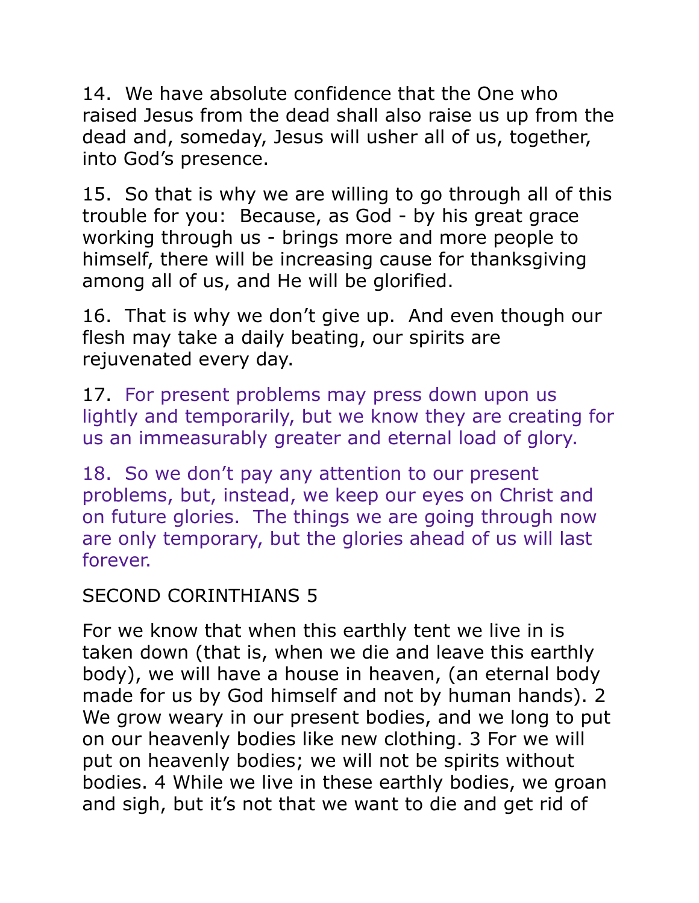14. We have absolute confidence that the One who raised Jesus from the dead shall also raise us up from the dead and, someday, Jesus will usher all of us, together, into God's presence.

15. So that is why we are willing to go through all of this trouble for you: Because, as God - by his great grace working through us - brings more and more people to himself, there will be increasing cause for thanksgiving among all of us, and He will be glorified.

16. That is why we don't give up. And even though our flesh may take a daily beating, our spirits are rejuvenated every day.

17. For present problems may press down upon us lightly and temporarily, but we know they are creating for us an immeasurably greater and eternal load of glory.

18. So we don't pay any attention to our present problems, but, instead, we keep our eyes on Christ and on future glories. The things we are going through now are only temporary, but the glories ahead of us will last forever.

SECOND CORINTHIANS 5

For we know that when this earthly tent we live in is taken down (that is, when we die and leave this earthly body), we will have a house in heaven, (an eternal body made for us by God himself and not by human hands). 2 We grow weary in our present bodies, and we long to put on our heavenly bodies like new clothing. 3 For we will put on heavenly bodies; we will not be spirits without bodies. 4 While we live in these earthly bodies, we groan and sigh, but it's not that we want to die and get rid of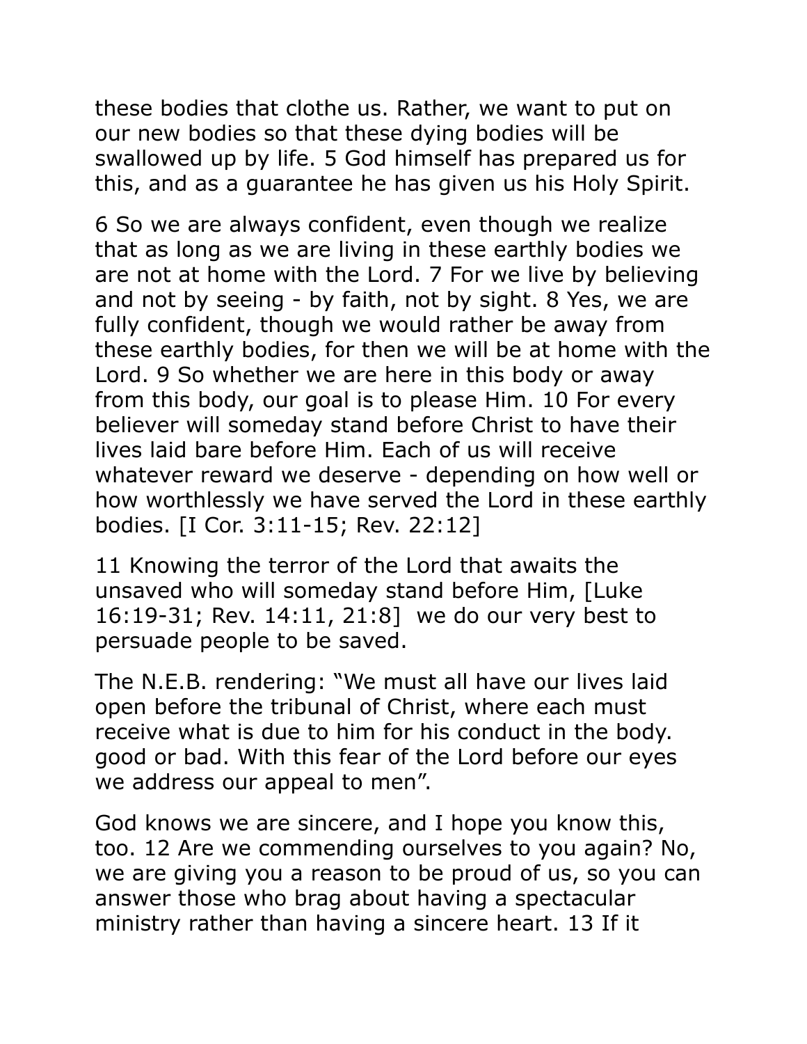these bodies that clothe us. Rather, we want to put on our new bodies so that these dying bodies will be swallowed up by life. 5 God himself has prepared us for this, and as a guarantee he has given us his Holy Spirit.

6 So we are always confident, even though we realize that as long as we are living in these earthly bodies we are not at home with the Lord. 7 For we live by believing and not by seeing - by faith, not by sight. 8 Yes, we are fully confident, though we would rather be away from these earthly bodies, for then we will be at home with the Lord. 9 So whether we are here in this body or away from this body, our goal is to please Him. 10 For every believer will someday stand before Christ to have their lives laid bare before Him. Each of us will receive whatever reward we deserve - depending on how well or how worthlessly we have served the Lord in these earthly bodies. [I Cor. 3:11-15; Rev. 22:12]

11 Knowing the terror of the Lord that awaits the unsaved who will someday stand before Him, [Luke 16:19-31; Rev. 14:11, 21:8]  we do our very best to persuade people to be saved.

The N.E.B. rendering: "We must all have our lives laid open before the tribunal of Christ, where each must receive what is due to him for his conduct in the body. good or bad. With this fear of the Lord before our eyes we address our appeal to men".

God knows we are sincere, and I hope you know this, too. 12 Are we commending ourselves to you again? No, we are giving you a reason to be proud of us, so you can answer those who brag about having a spectacular ministry rather than having a sincere heart. 13 If it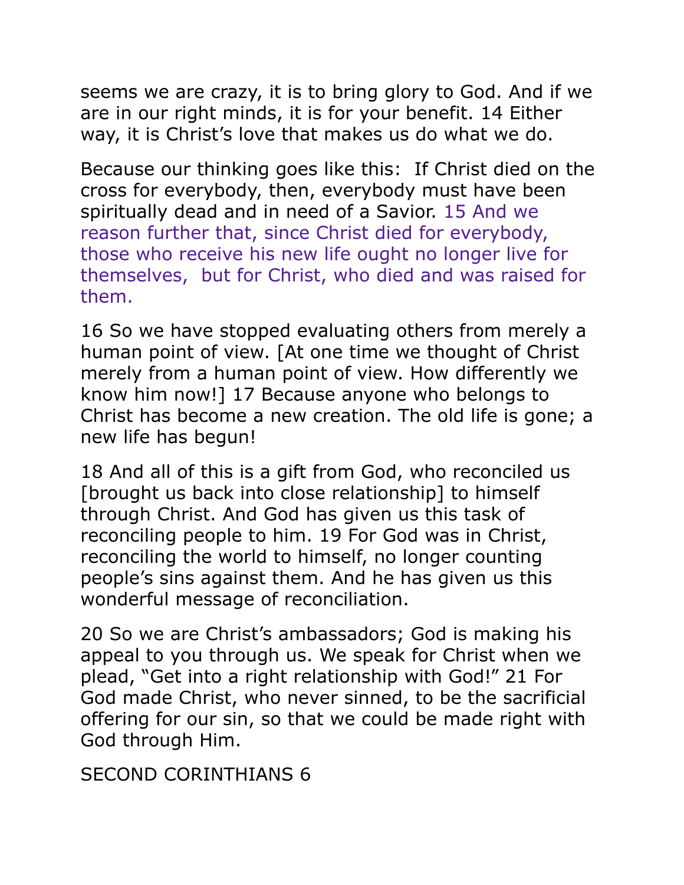seems we are crazy, it is to bring glory to God. And if we are in our right minds, it is for your benefit. 14 Either way, it is Christ's love that makes us do what we do.

Because our thinking goes like this: If Christ died on the cross for everybody, then, everybody must have been spiritually dead and in need of a Savior. 15 And we reason further that, since Christ died for everybody, those who receive his new life ought no longer live for themselves, but for Christ, who died and was raised for them.

16 So we have stopped evaluating others from merely a human point of view. [At one time we thought of Christ merely from a human point of view. How differently we know him now!] 17 Because anyone who belongs to Christ has become a new creation. The old life is gone; a new life has begun!

18 And all of this is a gift from God, who reconciled us [brought us back into close relationship] to himself through Christ. And God has given us this task of reconciling people to him. 19 For God was in Christ, reconciling the world to himself, no longer counting people's sins against them. And he has given us this wonderful message of reconciliation.

20 So we are Christ's ambassadors; God is making his appeal to you through us. We speak for Christ when we plead, "Get into a right relationship with God!" 21 For God made Christ, who never sinned, to be the sacrificial offering for our sin, so that we could be made right with God through Him.

SECOND CORINTHIANS 6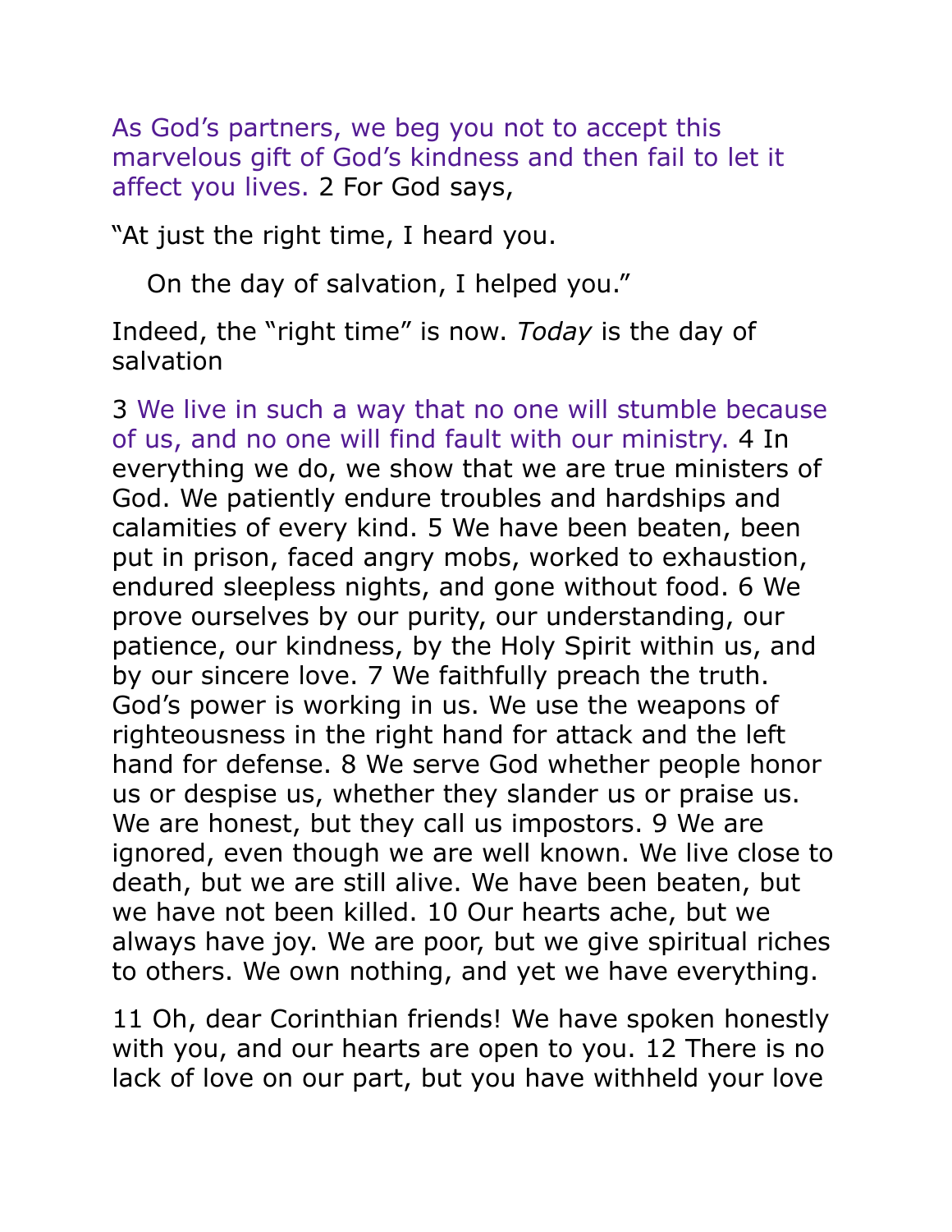As God's partners, we beg you not to accept this marvelous gift of God's kindness and then fail to let it affect you lives. 2 For God says,

"At just the right time, I heard you.

On the day of salvation, I helped you."

Indeed, the "right time" is now. *Today* is the day of salvation

3 We live in such a way that no one will stumble because of us, and no one will find fault with our ministry. 4 In everything we do, we show that we are true ministers of God. We patiently endure troubles and hardships and calamities of every kind. 5 We have been beaten, been put in prison, faced angry mobs, worked to exhaustion, endured sleepless nights, and gone without food. 6 We prove ourselves by our purity, our understanding, our patience, our kindness, by the Holy Spirit within us, and by our sincere love. 7 We faithfully preach the truth. God's power is working in us. We use the weapons of righteousness in the right hand for attack and the left hand for defense. 8 We serve God whether people honor us or despise us, whether they slander us or praise us. We are honest, but they call us impostors. 9 We are ignored, even though we are well known. We live close to death, but we are still alive. We have been beaten, but we have not been killed. 10 Our hearts ache, but we always have joy. We are poor, but we give spiritual riches to others. We own nothing, and yet we have everything.

11 Oh, dear Corinthian friends! We have spoken honestly with you, and our hearts are open to you. 12 There is no lack of love on our part, but you have withheld your love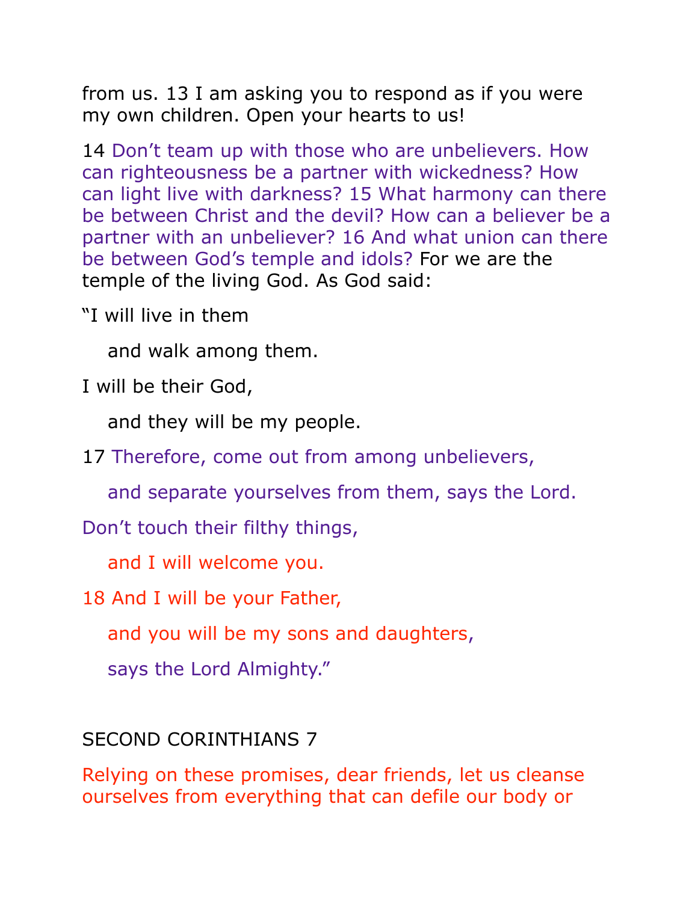from us. 13 I am asking you to respond as if you were my own children. Open your hearts to us!

14 Don’t team up with those who are unbelievers. How can righteousness be a partner with wickedness? How can light live with darkness? 15 What harmony can there be between Christ and the devil? How can a believer be a partner with an unbeliever? 16 And what union can there be between God’s temple and idols? For we are the temple of the living God. As God said:

“I will live in them

and walk among them.

I will be their God,

and they will be my people.

17 Therefore, come out from among unbelievers,

and separate yourselves from them, says the Lord.

Don’t touch their filthy things,

and I will welcome you.

18 And I will be your Father,

and you will be my sons and daughters,

says the Lord Almighty.”

## SECOND CORINTHIANS 7

Relying on these promises, dear friends, let us cleanse ourselves from everything that can defile our body or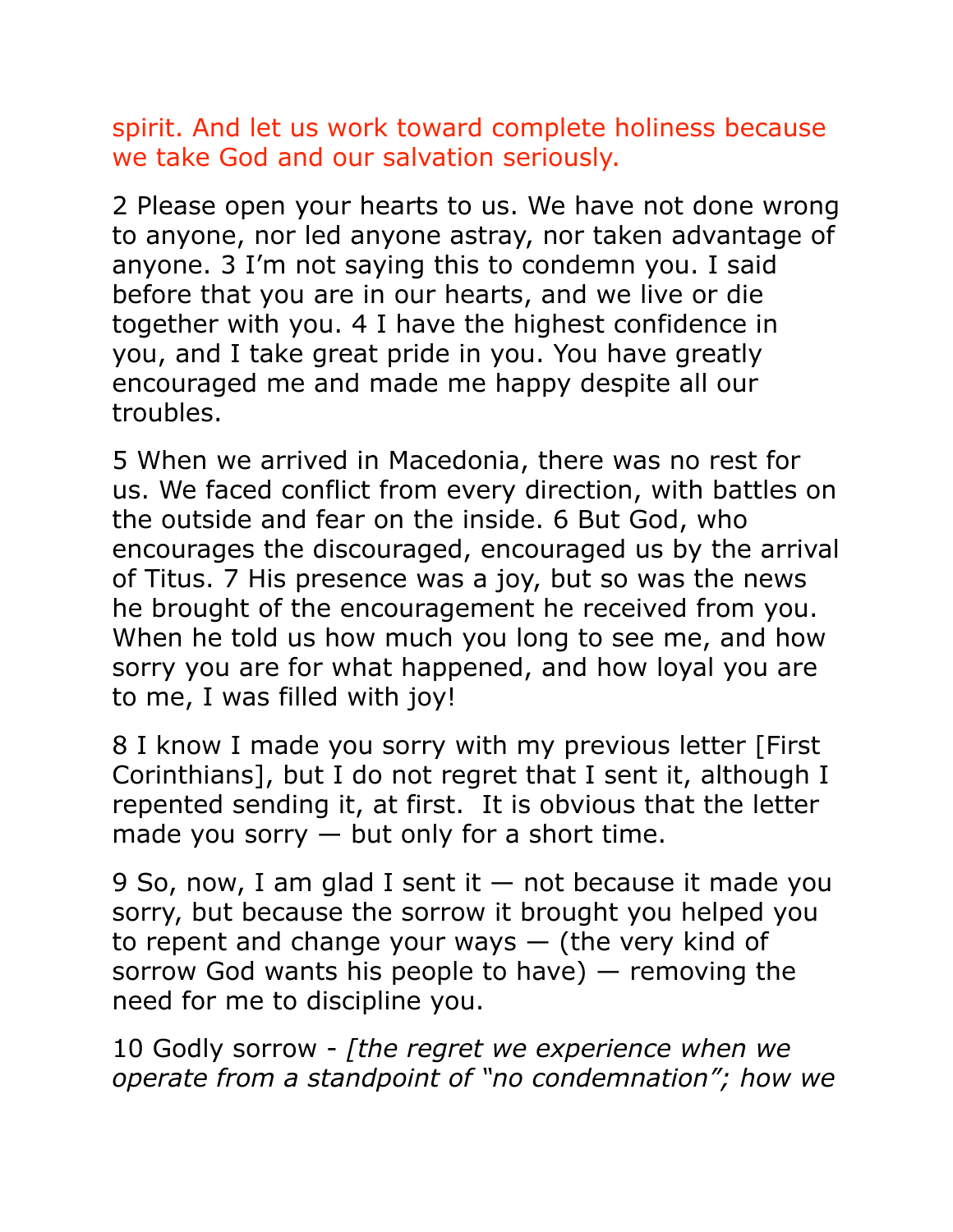spirit. And let us work toward complete holiness because we take God and our salvation seriously.

2 Please open your hearts to us. We have not done wrong to anyone, nor led anyone astray, nor taken advantage of anyone. 3 I'm not saying this to condemn you. I said before that you are in our hearts, and we live or die together with you. 4 I have the highest confidence in you, and I take great pride in you. You have greatly encouraged me and made me happy despite all our troubles.

5 When we arrived in Macedonia, there was no rest for us. We faced conflict from every direction, with battles on the outside and fear on the inside. 6 But God, who encourages the discouraged, encouraged us by the arrival of Titus. 7 His presence was a joy, but so was the news he brought of the encouragement he received from you. When he told us how much you long to see me, and how sorry you are for what happened, and how loyal you are to me, I was filled with joy!

8 I know I made you sorry with my previous letter [First Corinthians], but I do not regret that I sent it, although I repented sending it, at first. It is obvious that the letter made you sorry — but only for a short time.

9 So, now, I am glad I sent it — not because it made you sorry, but because the sorrow it brought you helped you to repent and change your ways — (the very kind of sorrow God wants his people to have) — removing the need for me to discipline you.

10 Godly sorrow - *[the regret we experience when we operate from a standpoint of "no condemnation"; how we*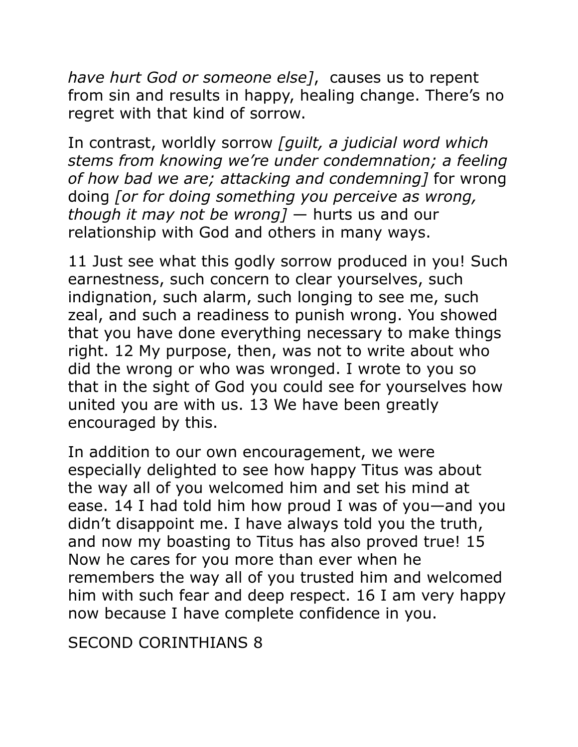*have hurt God or someone else]*,  causes us to repent from sin and results in happy, healing change. There's no regret with that kind of sorrow.

In contrast, worldly sorrow *[guilt, a judicial word which stems from knowing we're under condemnation; a feeling of how bad we are; attacking and condemning]* for wrong doing *[or for doing something you perceive as wrong, though it may not be wrong]* — hurts us and our relationship with God and others in many ways.

11 Just see what this godly sorrow produced in you! Such earnestness, such concern to clear yourselves, such indignation, such alarm, such longing to see me, such zeal, and such a readiness to punish wrong. You showed that you have done everything necessary to make things right. 12 My purpose, then, was not to write about who did the wrong or who was wronged. I wrote to you so that in the sight of God you could see for yourselves how united you are with us. 13 We have been greatly encouraged by this.

In addition to our own encouragement, we were especially delighted to see how happy Titus was about the way all of you welcomed him and set his mind at ease. 14 I had told him how proud I was of you—and you didn't disappoint me. I have always told you the truth, and now my boasting to Titus has also proved true! 15 Now he cares for you more than ever when he remembers the way all of you trusted him and welcomed him with such fear and deep respect. 16 I am very happy now because I have complete confidence in you.

SECOND CORINTHIANS 8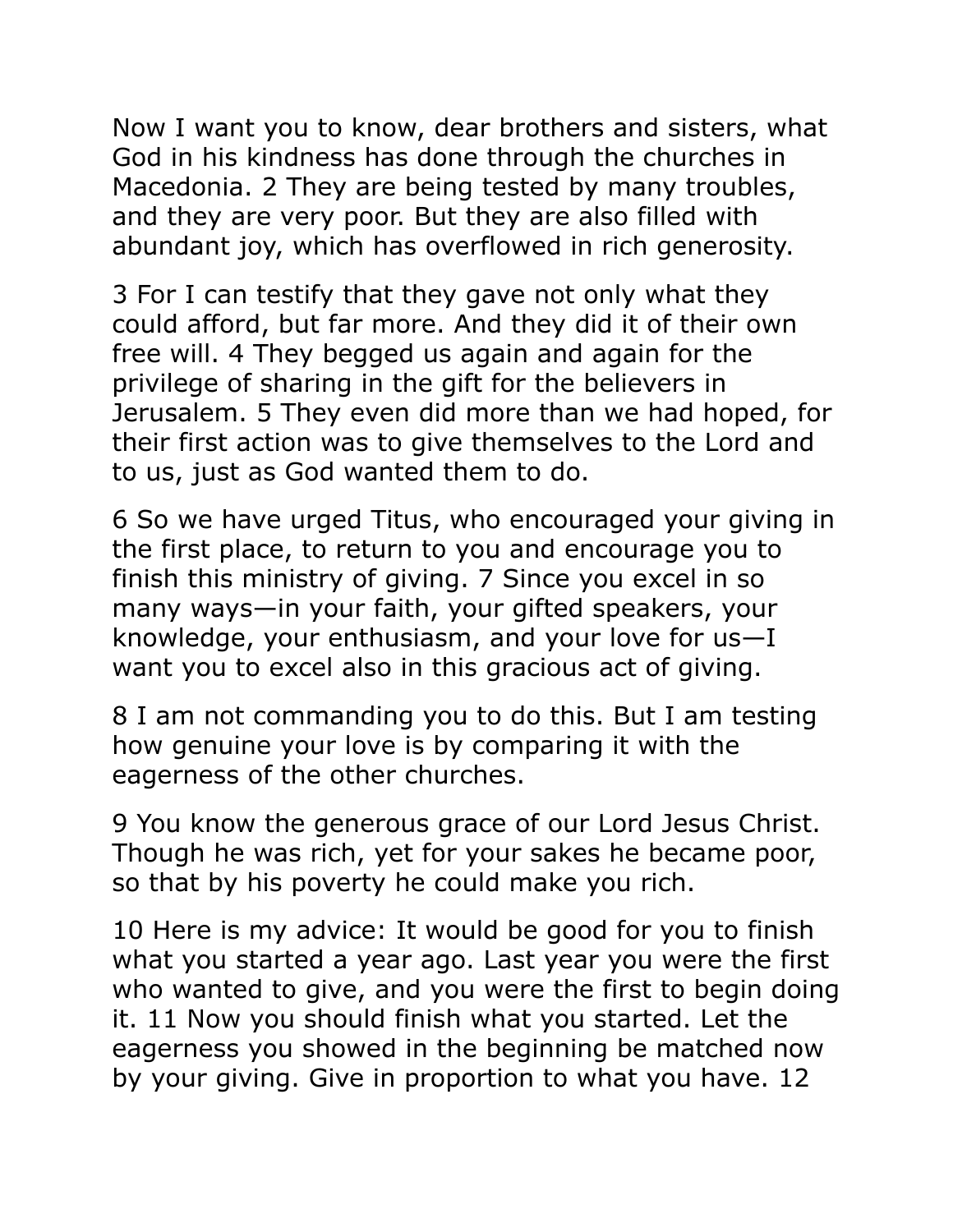Now I want you to know, dear brothers and sisters, what God in his kindness has done through the churches in Macedonia. 2 They are being tested by many troubles, and they are very poor. But they are also filled with abundant joy, which has overflowed in rich generosity.

3 For I can testify that they gave not only what they could afford, but far more. And they did it of their own free will. 4 They begged us again and again for the privilege of sharing in the gift for the believers in Jerusalem. 5 They even did more than we had hoped, for their first action was to give themselves to the Lord and to us, just as God wanted them to do.

6 So we have urged Titus, who encouraged your giving in the first place, to return to you and encourage you to finish this ministry of giving. 7 Since you excel in so many ways—in your faith, your gifted speakers, your knowledge, your enthusiasm, and your love for us—I want you to excel also in this gracious act of giving.

8 I am not commanding you to do this. But I am testing how genuine your love is by comparing it with the eagerness of the other churches.

9 You know the generous grace of our Lord Jesus Christ. Though he was rich, yet for your sakes he became poor, so that by his poverty he could make you rich.

10 Here is my advice: It would be good for you to finish what you started a year ago. Last year you were the first who wanted to give, and you were the first to begin doing it. 11 Now you should finish what you started. Let the eagerness you showed in the beginning be matched now by your giving. Give in proportion to what you have. 12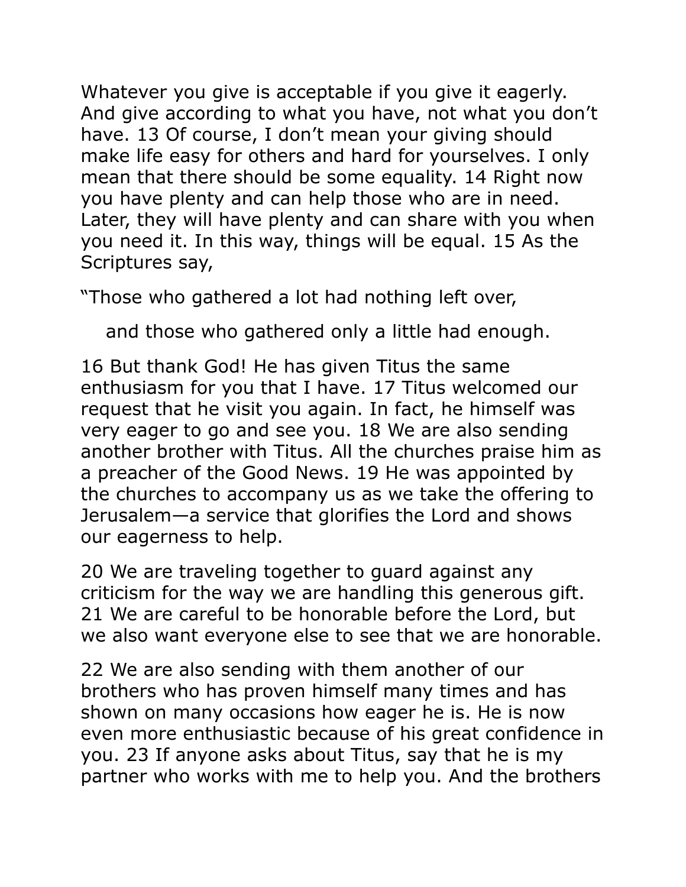Whatever you give is acceptable if you give it eagerly. And give according to what you have, not what you don't have. 13 Of course, I don't mean your giving should make life easy for others and hard for yourselves. I only mean that there should be some equality. 14 Right now you have plenty and can help those who are in need. Later, they will have plenty and can share with you when you need it. In this way, things will be equal. 15 As the Scriptures say,

"Those who gathered a lot had nothing left over,

and those who gathered only a little had enough.

16 But thank God! He has given Titus the same enthusiasm for you that I have. 17 Titus welcomed our request that he visit you again. In fact, he himself was very eager to go and see you. 18 We are also sending another brother with Titus. All the churches praise him as a preacher of the Good News. 19 He was appointed by the churches to accompany us as we take the offering to Jerusalem—a service that glorifies the Lord and shows our eagerness to help.

20 We are traveling together to guard against any criticism for the way we are handling this generous gift. 21 We are careful to be honorable before the Lord, but we also want everyone else to see that we are honorable.

22 We are also sending with them another of our brothers who has proven himself many times and has shown on many occasions how eager he is. He is now even more enthusiastic because of his great confidence in you. 23 If anyone asks about Titus, say that he is my partner who works with me to help you. And the brothers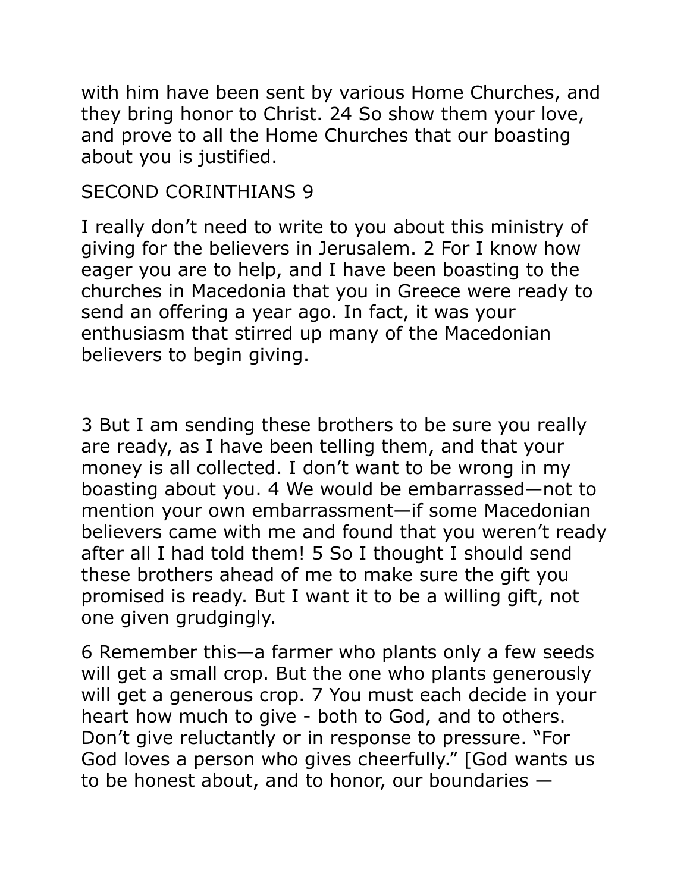with him have been sent by various Home Churches, and they bring honor to Christ. 24 So show them your love, and prove to all the Home Churches that our boasting about you is justified.

## SECOND CORINTHIANS 9

I really don't need to write to you about this ministry of giving for the believers in Jerusalem. 2 For I know how eager you are to help, and I have been boasting to the churches in Macedonia that you in Greece were ready to send an offering a year ago. In fact, it was your enthusiasm that stirred up many of the Macedonian believers to begin giving.

3 But I am sending these brothers to be sure you really are ready, as I have been telling them, and that your money is all collected. I don't want to be wrong in my boasting about you. 4 We would be embarrassed—not to mention your own embarrassment—if some Macedonian believers came with me and found that you weren't ready after all I had told them! 5 So I thought I should send these brothers ahead of me to make sure the gift you promised is ready. But I want it to be a willing gift, not one given grudgingly.

6 Remember this—a farmer who plants only a few seeds will get a small crop. But the one who plants generously will get a generous crop. 7 You must each decide in your heart how much to give - both to God, and to others. Don't give reluctantly or in response to pressure. "For God loves a person who gives cheerfully." [God wants us to be honest about, and to honor, our boundaries —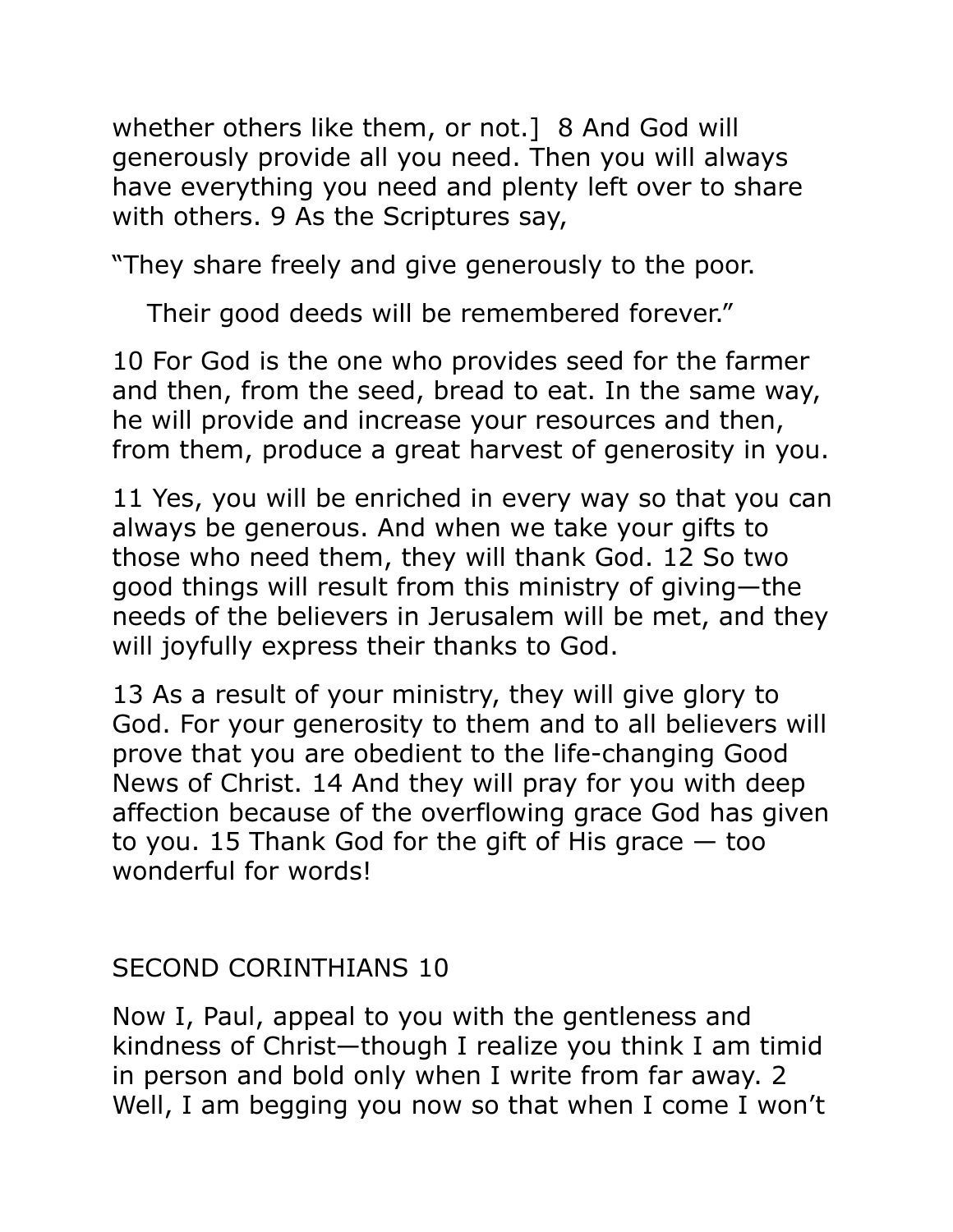whether others like them, or not.]  8 And God will generously provide all you need. Then you will always have everything you need and plenty left over to share with others. 9 As the Scriptures say,

"They share freely and give generously to the poor.

Their good deeds will be remembered forever."

10 For God is the one who provides seed for the farmer and then, from the seed, bread to eat. In the same way, he will provide and increase your resources and then, from them, produce a great harvest of generosity in you.

11 Yes, you will be enriched in every way so that you can always be generous. And when we take your gifts to those who need them, they will thank God. 12 So two good things will result from this ministry of giving—the needs of the believers in Jerusalem will be met, and they will joyfully express their thanks to God.

13 As a result of your ministry, they will give glory to God. For your generosity to them and to all believers will prove that you are obedient to the life-changing Good News of Christ. 14 And they will pray for you with deep affection because of the overflowing grace God has given to you. 15 Thank God for the gift of His grace — too wonderful for words!

## SECOND CORINTHIANS 10

Now I, Paul, appeal to you with the gentleness and kindness of Christ—though I realize you think I am timid in person and bold only when I write from far away. 2 Well, I am begging you now so that when I come I won't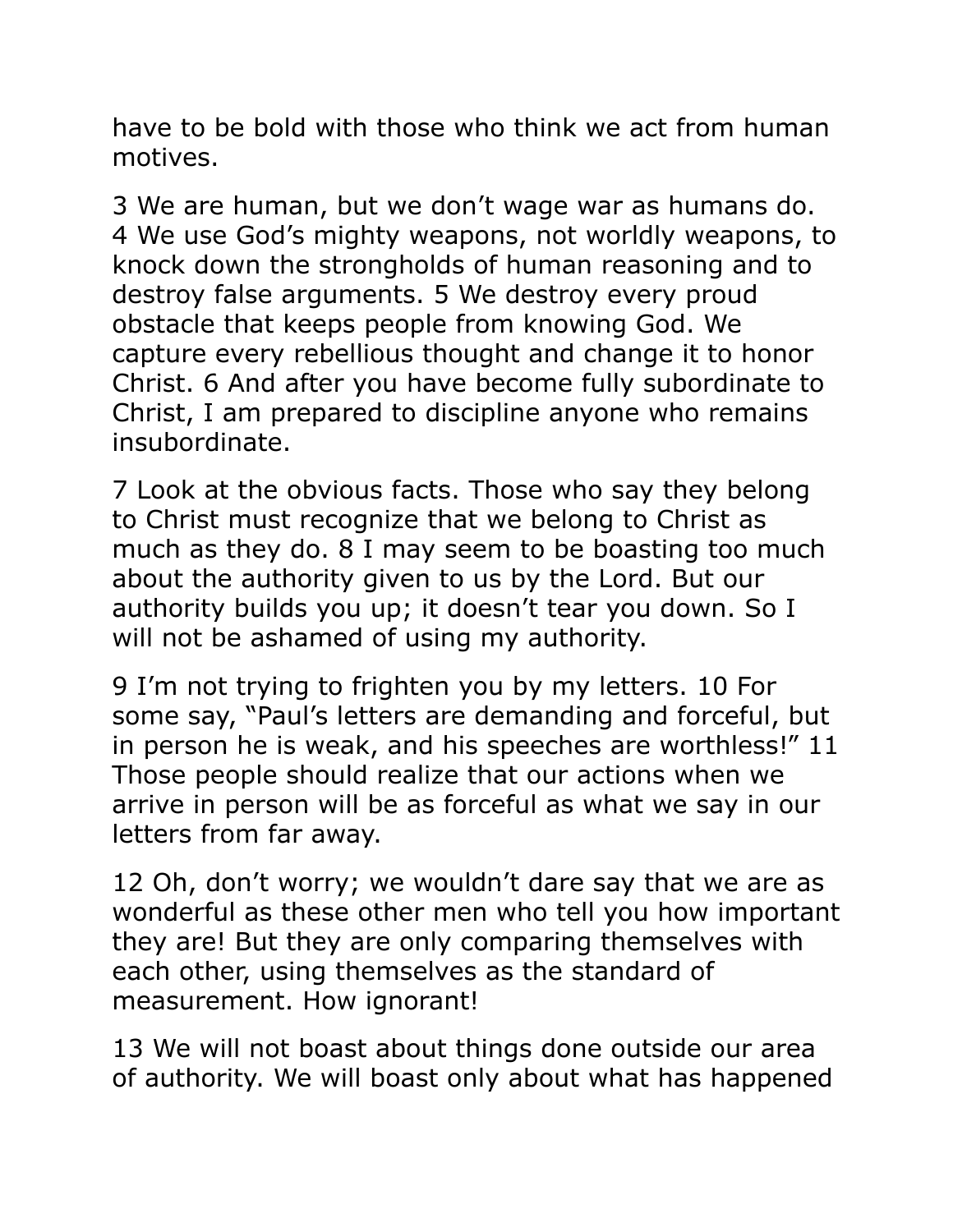have to be bold with those who think we act from human motives.

3 We are human, but we don't wage war as humans do. 4 We use God's mighty weapons, not worldly weapons, to knock down the strongholds of human reasoning and to destroy false arguments. 5 We destroy every proud obstacle that keeps people from knowing God. We capture every rebellious thought and change it to honor Christ. 6 And after you have become fully subordinate to Christ, I am prepared to discipline anyone who remains insubordinate.

7 Look at the obvious facts. Those who say they belong to Christ must recognize that we belong to Christ as much as they do. 8 I may seem to be boasting too much about the authority given to us by the Lord. But our authority builds you up; it doesn't tear you down. So I will not be ashamed of using my authority.

9 I'm not trying to frighten you by my letters. 10 For some say, "Paul's letters are demanding and forceful, but in person he is weak, and his speeches are worthless!" 11 Those people should realize that our actions when we arrive in person will be as forceful as what we say in our letters from far away.

12 Oh, don't worry; we wouldn't dare say that we are as wonderful as these other men who tell you how important they are! But they are only comparing themselves with each other, using themselves as the standard of measurement. How ignorant!

13 We will not boast about things done outside our area of authority. We will boast only about what has happened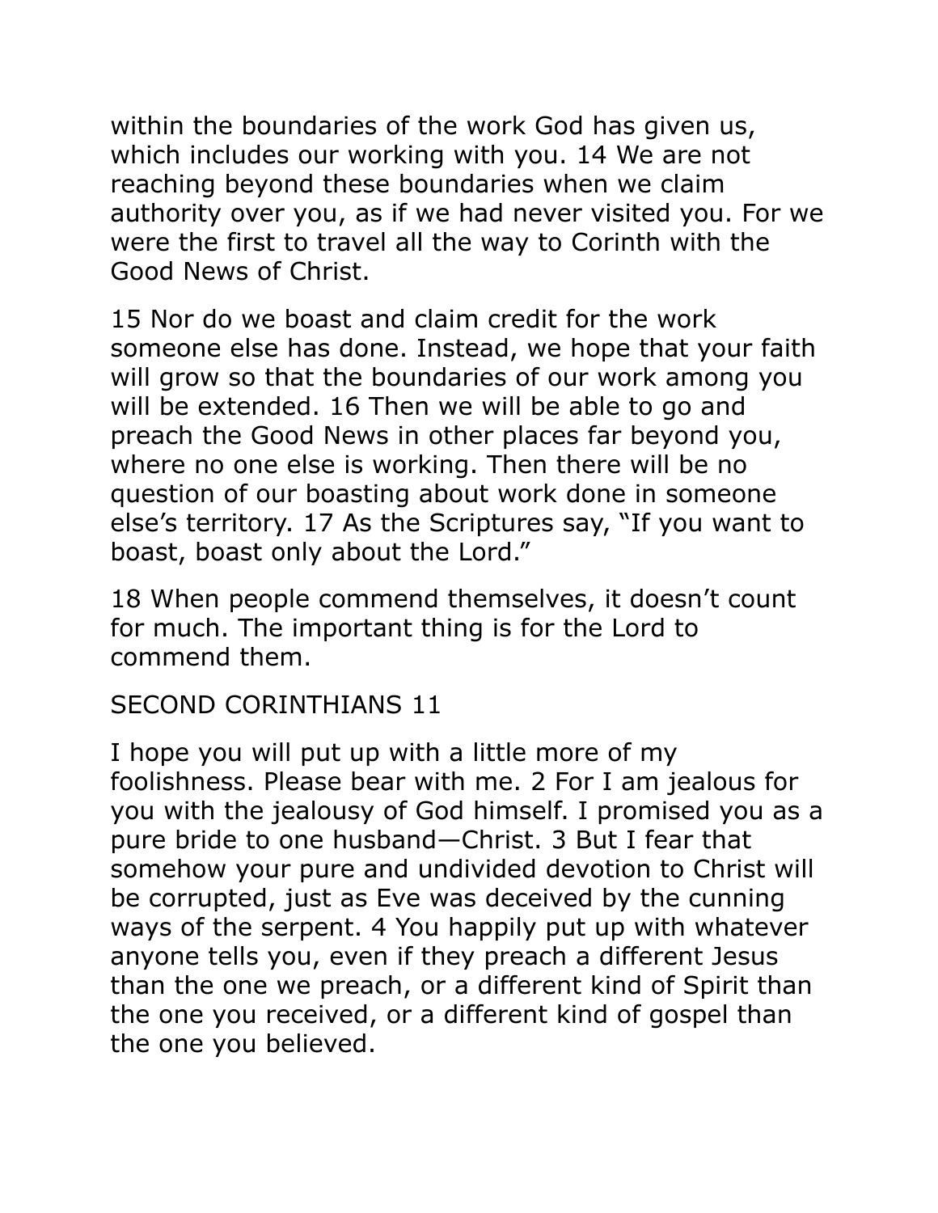within the boundaries of the work God has given us, which includes our working with you. 14 We are not reaching beyond these boundaries when we claim authority over you, as if we had never visited you. For we were the first to travel all the way to Corinth with the Good News of Christ.

15 Nor do we boast and claim credit for the work someone else has done. Instead, we hope that your faith will grow so that the boundaries of our work among you will be extended. 16 Then we will be able to go and preach the Good News in other places far beyond you, where no one else is working. Then there will be no question of our boasting about work done in someone else’s territory. 17 As the Scriptures say, “If you want to boast, boast only about the Lord.”

18 When people commend themselves, it doesn’t count for much. The important thing is for the Lord to commend them.

## SECOND CORINTHIANS 11

I hope you will put up with a little more of my foolishness. Please bear with me. 2 For I am jealous for you with the jealousy of God himself. I promised you as a pure bride to one husband—Christ. 3 But I fear that somehow your pure and undivided devotion to Christ will be corrupted, just as Eve was deceived by the cunning ways of the serpent. 4 You happily put up with whatever anyone tells you, even if they preach a different Jesus than the one we preach, or a different kind of Spirit than the one you received, or a different kind of gospel than the one you believed.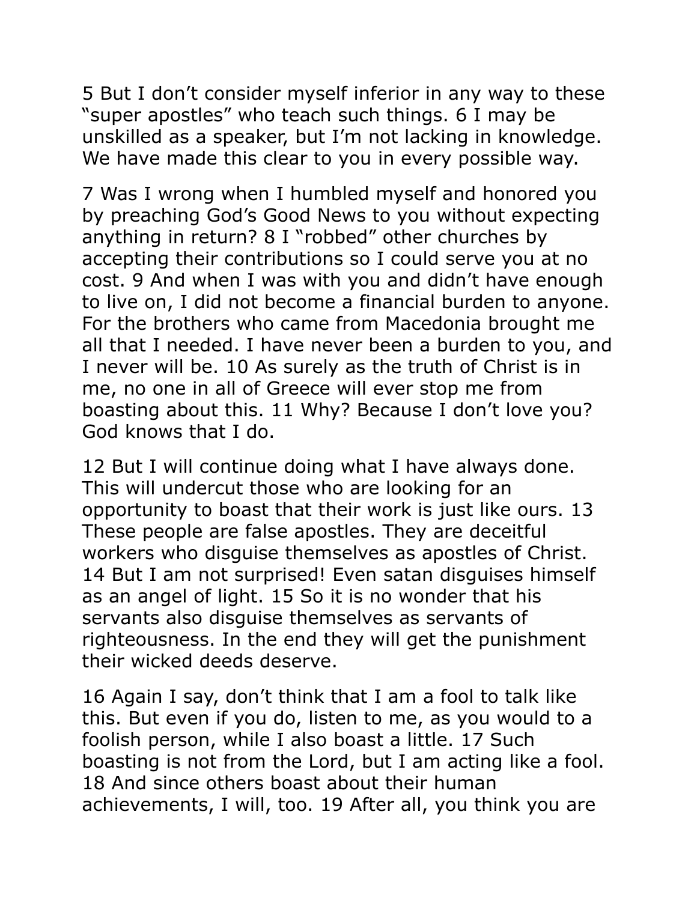5 But I don’t consider myself inferior in any way to these “super apostles” who teach such things. 6 I may be unskilled as a speaker, but I’m not lacking in knowledge. We have made this clear to you in every possible way.

7 Was I wrong when I humbled myself and honored you by preaching God’s Good News to you without expecting anything in return? 8 I “robbed” other churches by accepting their contributions so I could serve you at no cost. 9 And when I was with you and didn’t have enough to live on, I did not become a financial burden to anyone. For the brothers who came from Macedonia brought me all that I needed. I have never been a burden to you, and I never will be. 10 As surely as the truth of Christ is in me, no one in all of Greece will ever stop me from boasting about this. 11 Why? Because I don’t love you? God knows that I do.

12 But I will continue doing what I have always done. This will undercut those who are looking for an opportunity to boast that their work is just like ours. 13 These people are false apostles. They are deceitful workers who disguise themselves as apostles of Christ. 14 But I am not surprised! Even satan disguises himself as an angel of light. 15 So it is no wonder that his servants also disguise themselves as servants of righteousness. In the end they will get the punishment their wicked deeds deserve.

16 Again I say, don’t think that I am a fool to talk like this. But even if you do, listen to me, as you would to a foolish person, while I also boast a little. 17 Such boasting is not from the Lord, but I am acting like a fool. 18 And since others boast about their human achievements, I will, too. 19 After all, you think you are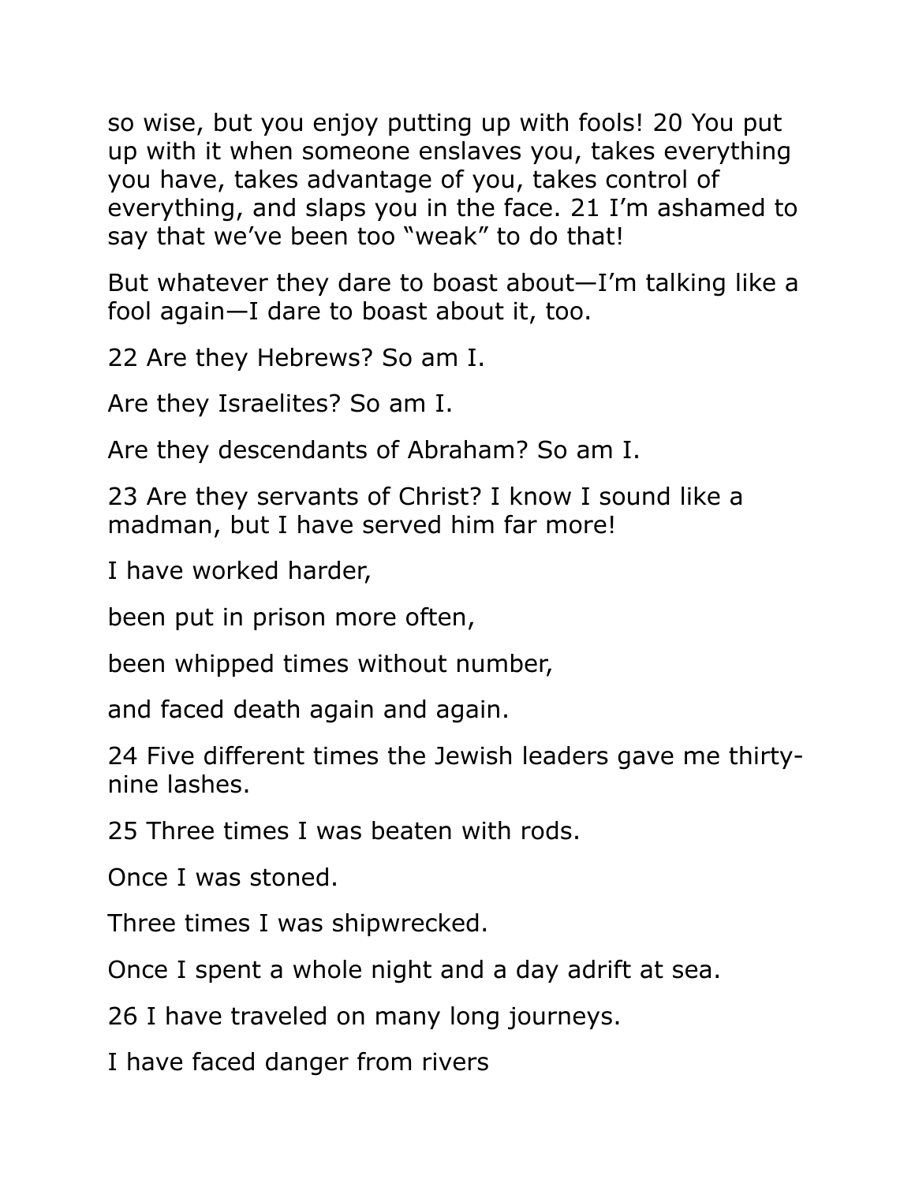so wise, but you enjoy putting up with fools! 20 You put up with it when someone enslaves you, takes everything you have, takes advantage of you, takes control of everything, and slaps you in the face. 21 I'm ashamed to say that we've been too "weak" to do that!

But whatever they dare to boast about—I'm talking like a fool again—I dare to boast about it, too.

22 Are they Hebrews? So am I.

Are they Israelites? So am I.

Are they descendants of Abraham? So am I.

23 Are they servants of Christ? I know I sound like a madman, but I have served him far more!

I have worked harder,

been put in prison more often,

been whipped times without number,

and faced death again and again.

24 Five different times the Jewish leaders gave me thirty-nine lashes.

25 Three times I was beaten with rods.

Once I was stoned.

Three times I was shipwrecked.

Once I spent a whole night and a day adrift at sea.

26 I have traveled on many long journeys.

I have faced danger from rivers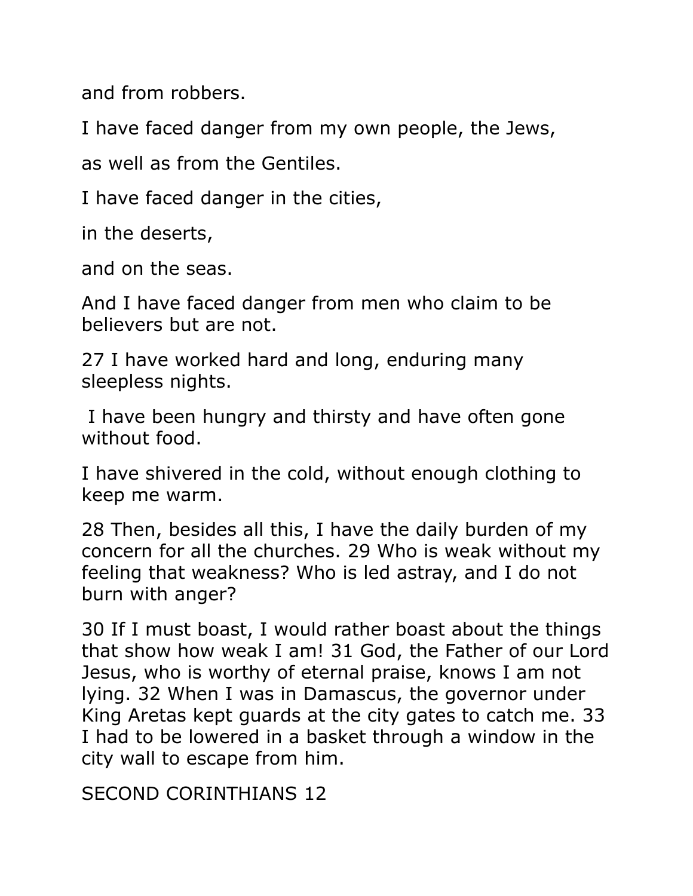and from robbers.

I have faced danger from my own people, the Jews,

as well as from the Gentiles.

I have faced danger in the cities,

in the deserts,

and on the seas.

And I have faced danger from men who claim to be believers but are not.

27 I have worked hard and long, enduring many sleepless nights.

I have been hungry and thirsty and have often gone without food.

I have shivered in the cold, without enough clothing to keep me warm.

28 Then, besides all this, I have the daily burden of my concern for all the churches. 29 Who is weak without my feeling that weakness? Who is led astray, and I do not burn with anger?

30 If I must boast, I would rather boast about the things that show how weak I am! 31 God, the Father of our Lord Jesus, who is worthy of eternal praise, knows I am not lying. 32 When I was in Damascus, the governor under King Aretas kept guards at the city gates to catch me. 33 I had to be lowered in a basket through a window in the city wall to escape from him.

SECOND CORINTHIANS 12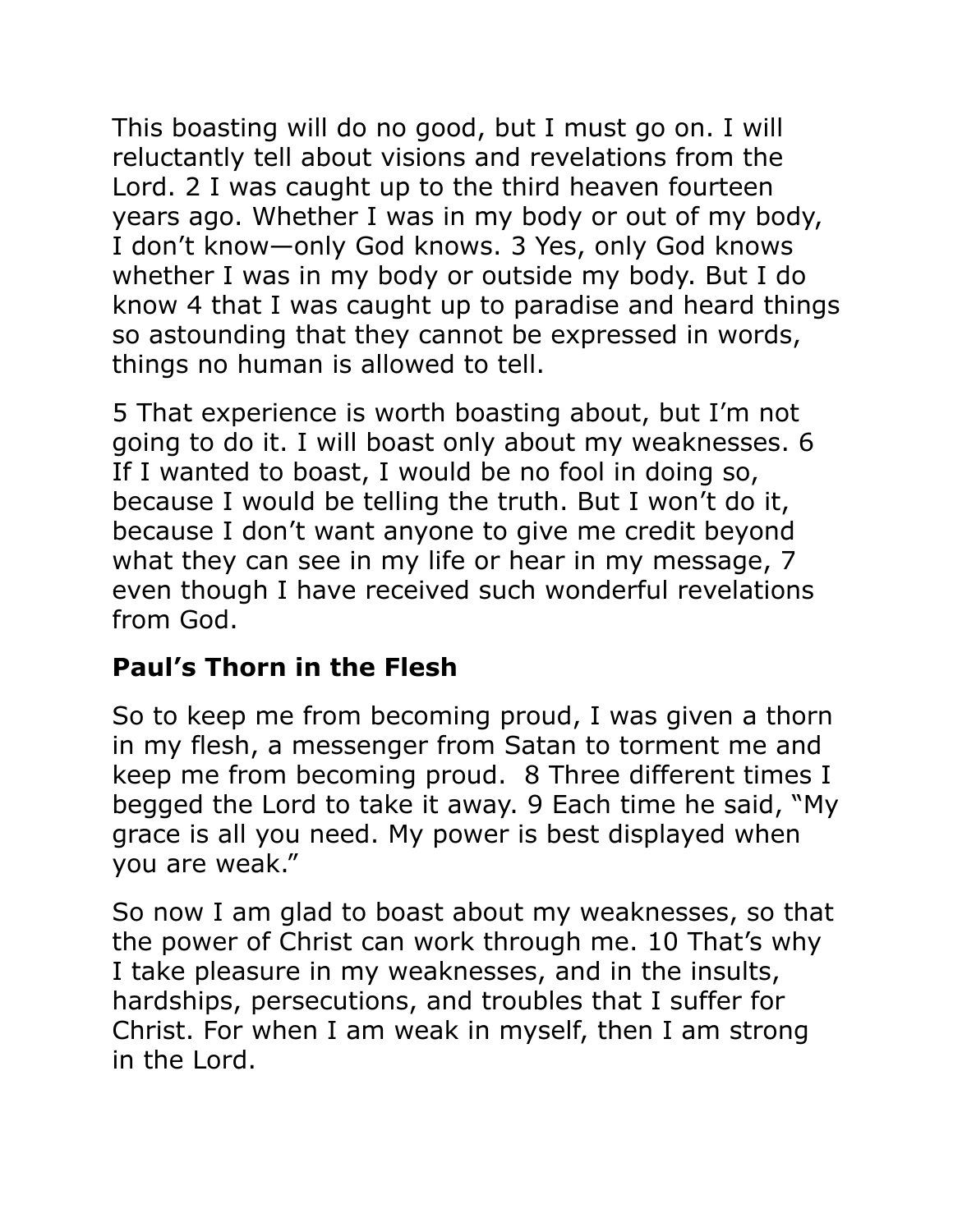This boasting will do no good, but I must go on. I will reluctantly tell about visions and revelations from the Lord. 2 I was caught up to the third heaven fourteen years ago. Whether I was in my body or out of my body, I don't know—only God knows. 3 Yes, only God knows whether I was in my body or outside my body. But I do know 4 that I was caught up to paradise and heard things so astounding that they cannot be expressed in words, things no human is allowed to tell.

5 That experience is worth boasting about, but I'm not going to do it. I will boast only about my weaknesses. 6 If I wanted to boast, I would be no fool in doing so, because I would be telling the truth. But I won't do it, because I don't want anyone to give me credit beyond what they can see in my life or hear in my message, 7 even though I have received such wonderful revelations from God.

**Paul's Thorn in the Flesh**

So to keep me from becoming proud, I was given a thorn in my flesh, a messenger from Satan to torment me and keep me from becoming proud. 8 Three different times I begged the Lord to take it away. 9 Each time he said, "My grace is all you need. My power is best displayed when you are weak."

So now I am glad to boast about my weaknesses, so that the power of Christ can work through me. 10 That's why I take pleasure in my weaknesses, and in the insults, hardships, persecutions, and troubles that I suffer for Christ. For when I am weak in myself, then I am strong in the Lord.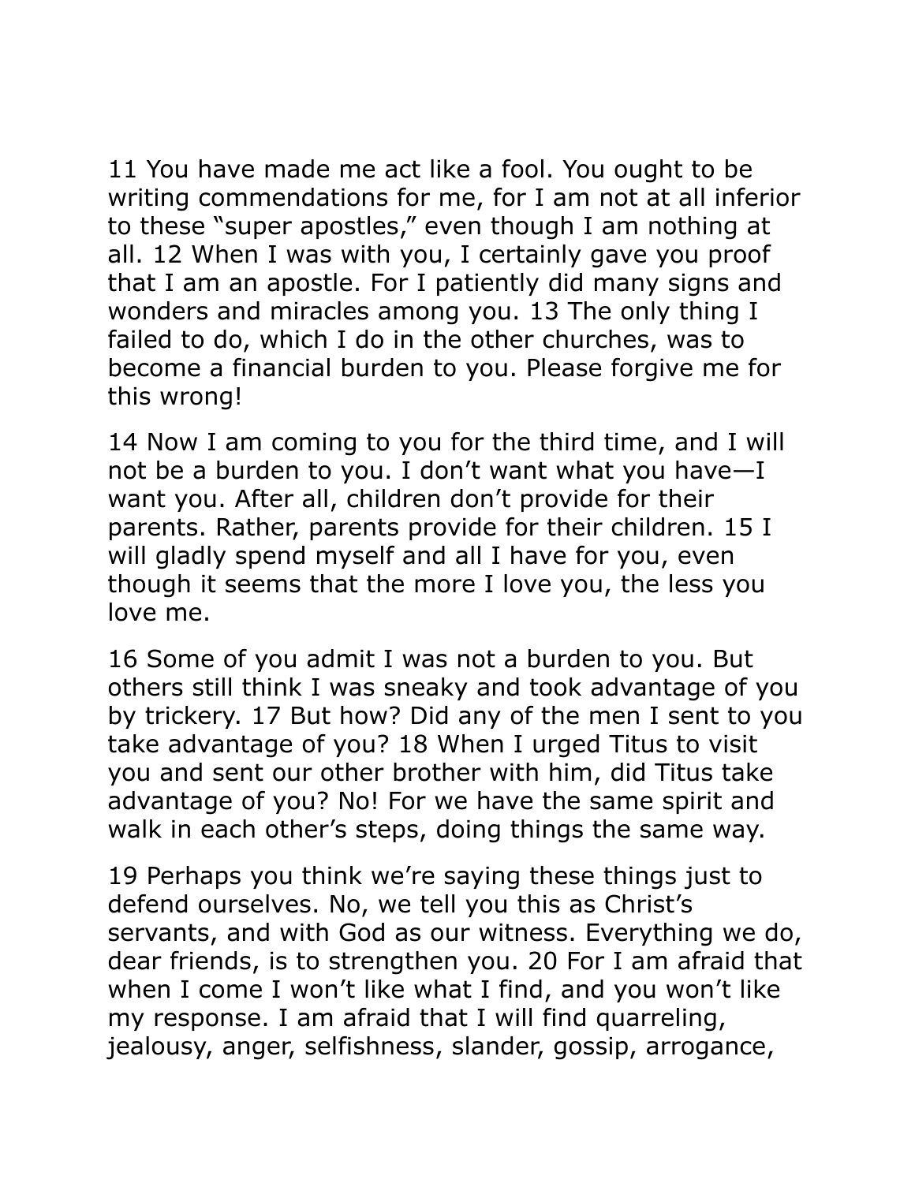11 You have made me act like a fool. You ought to be writing commendations for me, for I am not at all inferior to these "super apostles," even though I am nothing at all. 12 When I was with you, I certainly gave you proof that I am an apostle. For I patiently did many signs and wonders and miracles among you. 13 The only thing I failed to do, which I do in the other churches, was to become a financial burden to you. Please forgive me for this wrong!

14 Now I am coming to you for the third time, and I will not be a burden to you. I don't want what you have—I want you. After all, children don't provide for their parents. Rather, parents provide for their children. 15 I will gladly spend myself and all I have for you, even though it seems that the more I love you, the less you love me.

16 Some of you admit I was not a burden to you. But others still think I was sneaky and took advantage of you by trickery. 17 But how? Did any of the men I sent to you take advantage of you? 18 When I urged Titus to visit you and sent our other brother with him, did Titus take advantage of you? No! For we have the same spirit and walk in each other's steps, doing things the same way.

19 Perhaps you think we're saying these things just to defend ourselves. No, we tell you this as Christ's servants, and with God as our witness. Everything we do, dear friends, is to strengthen you. 20 For I am afraid that when I come I won't like what I find, and you won't like my response. I am afraid that I will find quarreling, jealousy, anger, selfishness, slander, gossip, arrogance,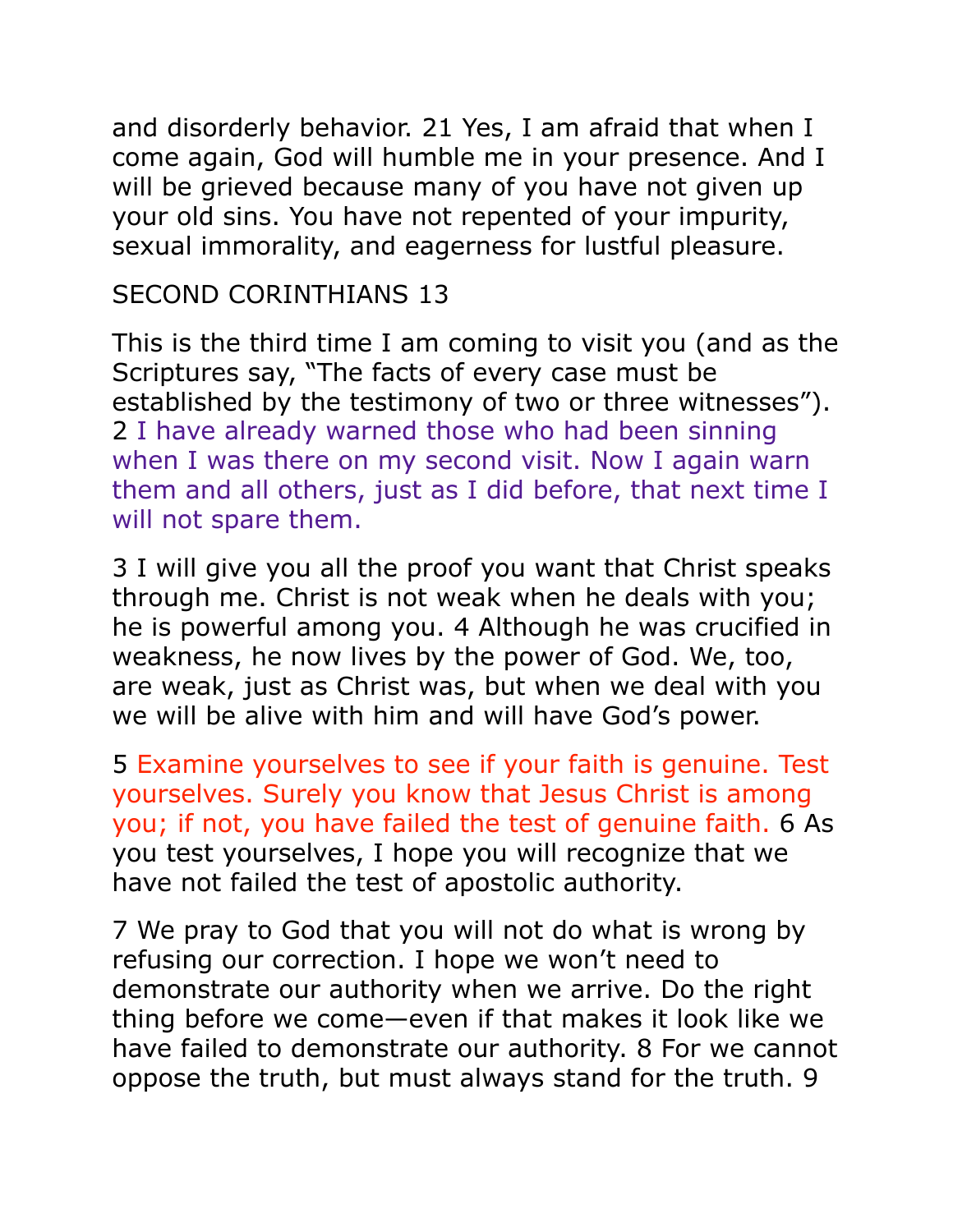and disorderly behavior. 21 Yes, I am afraid that when I come again, God will humble me in your presence. And I will be grieved because many of you have not given up your old sins. You have not repented of your impurity, sexual immorality, and eagerness for lustful pleasure.

SECOND CORINTHIANS 13

This is the third time I am coming to visit you (and as the Scriptures say, “The facts of every case must be established by the testimony of two or three witnesses”). 2 I have already warned those who had been sinning when I was there on my second visit. Now I again warn them and all others, just as I did before, that next time I will not spare them.

3 I will give you all the proof you want that Christ speaks through me. Christ is not weak when he deals with you; he is powerful among you. 4 Although he was crucified in weakness, he now lives by the power of God. We, too, are weak, just as Christ was, but when we deal with you we will be alive with him and will have God’s power.

5 Examine yourselves to see if your faith is genuine. Test yourselves. Surely you know that Jesus Christ is among you; if not, you have failed the test of genuine faith. 6 As you test yourselves, I hope you will recognize that we have not failed the test of apostolic authority.

7 We pray to God that you will not do what is wrong by refusing our correction. I hope we won’t need to demonstrate our authority when we arrive. Do the right thing before we come—even if that makes it look like we have failed to demonstrate our authority. 8 For we cannot oppose the truth, but must always stand for the truth. 9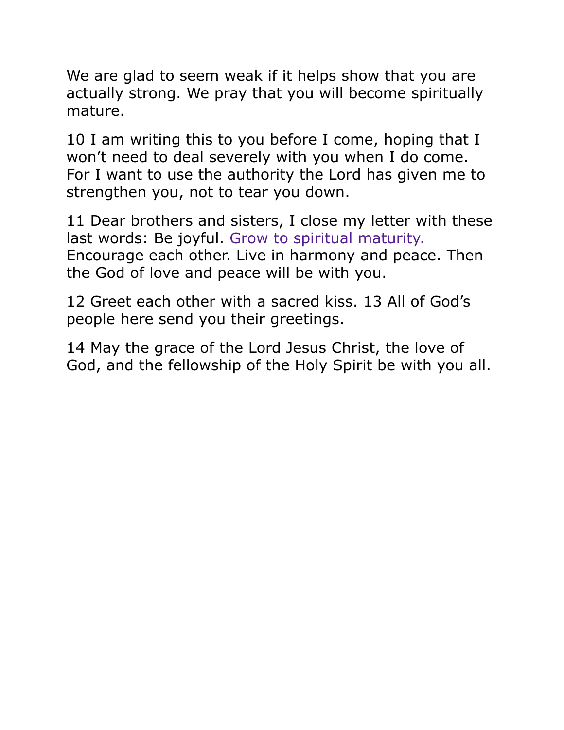We are glad to seem weak if it helps show that you are actually strong. We pray that you will become spiritually mature.

10 I am writing this to you before I come, hoping that I won't need to deal severely with you when I do come. For I want to use the authority the Lord has given me to strengthen you, not to tear you down.

11 Dear brothers and sisters, I close my letter with these last words: Be joyful. Grow to spiritual maturity. Encourage each other. Live in harmony and peace. Then the God of love and peace will be with you.

12 Greet each other with a sacred kiss. 13 All of God's people here send you their greetings.

14 May the grace of the Lord Jesus Christ, the love of God, and the fellowship of the Holy Spirit be with you all.